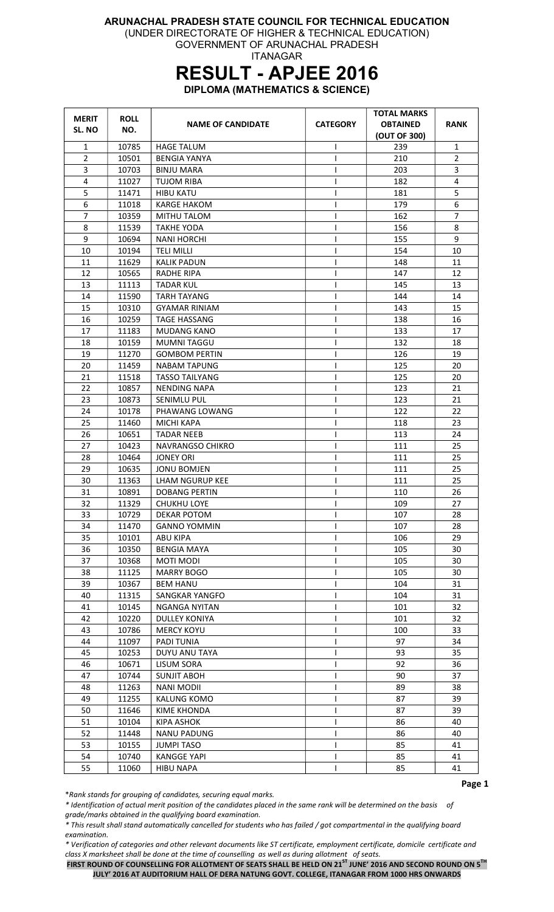**ARUNACHAL PRADESH STATE COUNCIL FOR TECHNICAL EDUCATION**

(UNDER DIRECTORATE OF HIGHER & TECHNICAL EDUCATION)

GOVERNMENT OF ARUNACHAL PRADESH

ITANAGAR

# RESULT - APJEE 2016

## DIPLOMA (MATHEMATICS & SCIENCE)

| MERIT SL. NO | ROLL NO. | NAME OF CANDIDATE | CATEGORY | TOTAL MARKS OBTAINED (OUT OF 300) | RANK |
|---|---|---|---|---|---|
| 1 | 10785 | HAGE TALUM | I | 239 | 1 |
| 2 | 10501 | BENGIA YANYA | I | 210 | 2 |
| 3 | 10703 | BINJU MARA | I | 203 | 3 |
| 4 | 11027 | TUJOM RIBA | I | 182 | 4 |
| 5 | 11471 | HIBU KATU | I | 181 | 5 |
| 6 | 11018 | KARGE HAKOM | I | 179 | 6 |
| 7 | 10359 | MITHU TALOM | I | 162 | 7 |
| 8 | 11539 | TAKHE YODA | I | 156 | 8 |
| 9 | 10694 | NANI HORCHI | I | 155 | 9 |
| 10 | 10194 | TELI MILLI | I | 154 | 10 |
| 11 | 11629 | KALIK PADUN | I | 148 | 11 |
| 12 | 10565 | RADHE RIPA | I | 147 | 12 |
| 13 | 11113 | TADAR KUL | I | 145 | 13 |
| 14 | 11590 | TARH TAYANG | I | 144 | 14 |
| 15 | 10310 | GYAMAR RINIAM | I | 143 | 15 |
| 16 | 10259 | TAGE HASSANG | I | 138 | 16 |
| 17 | 11183 | MUDANG KANO | I | 133 | 17 |
| 18 | 10159 | MUMNI TAGGU | I | 132 | 18 |
| 19 | 11270 | GOMBOM PERTIN | I | 126 | 19 |
| 20 | 11459 | NABAM TAPUNG | I | 125 | 20 |
| 21 | 11518 | TASSO TAILYANG | I | 125 | 20 |
| 22 | 10857 | NENDING NAPA | I | 123 | 21 |
| 23 | 10873 | SENIMLU PUL | I | 123 | 21 |
| 24 | 10178 | PHAWANG LOWANG | I | 122 | 22 |
| 25 | 11460 | MICHI KAPA | I | 118 | 23 |
| 26 | 10651 | TADAR NEEB | I | 113 | 24 |
| 27 | 10423 | NAVRANGSO CHIKRO | I | 111 | 25 |
| 28 | 10464 | JONEY ORI | I | 111 | 25 |
| 29 | 10635 | JONU BOMJEN | I | 111 | 25 |
| 30 | 11363 | LHAM NGURUP KEE | I | 111 | 25 |
| 31 | 10891 | DOBANG PERTIN | I | 110 | 26 |
| 32 | 11329 | CHUKHU LOYE | I | 109 | 27 |
| 33 | 10729 | DEKAR POTOM | I | 107 | 28 |
| 34 | 11470 | GANNO YOMMIN | I | 107 | 28 |
| 35 | 10101 | ABU KIPA | I | 106 | 29 |
| 36 | 10350 | BENGIA MAYA | I | 105 | 30 |
| 37 | 10368 | MOTI MODI | I | 105 | 30 |
| 38 | 11125 | MARRY BOGO | I | 105 | 30 |
| 39 | 10367 | BEM HANU | I | 104 | 31 |
| 40 | 11315 | SANGKAR YANGFO | I | 104 | 31 |
| 41 | 10145 | NGANGA NYITAN | I | 101 | 32 |
| 42 | 10220 | DULLEY KONIYA | I | 101 | 32 |
| 43 | 10786 | MERCY KOYU | I | 100 | 33 |
| 44 | 11097 | PADI TUNIA | I | 97 | 34 |
| 45 | 10253 | DUYU ANU TAYA | I | 93 | 35 |
| 46 | 10671 | LISUM SORA | I | 92 | 36 |
| 47 | 10744 | SUNJIT ABOH | I | 90 | 37 |
| 48 | 11263 | NANI MODII | I | 89 | 38 |
| 49 | 11255 | KALUNG KOMO | I | 87 | 39 |
| 50 | 11646 | KIME KHONDA | I | 87 | 39 |
| 51 | 10104 | KIPA ASHOK | I | 86 | 40 |
| 52 | 11448 | NANU PADUNG | I | 86 | 40 |
| 53 | 10155 | JUMPI TASO | I | 85 | 41 |
| 54 | 10740 | KANGGE YAPI | I | 85 | 41 |
| 55 | 11060 | HIBU NAPA | I | 85 | 41 |

*Rank stands for grouping of candidates, securing equal marks.*

*\* Identification of actual merit position of the candidates placed in the same rank will be determined on the basis of grade/marks obtained in the qualifying board examination.*

*\* This result shall stand automatically cancelled for students who has failed / got compartmental in the qualifying board examination.*

*\* Verification of categories and other relevant documents like ST certificate, employment certificate, domicile certificate and class X marksheet shall be done at the time of counselling as well as during allotment of seats.*

**FIRST ROUND OF COUNSELLING FOR ALLOTMENT OF SEATS SHALL BE HELD ON 21ST JUNE' 2016 AND SECOND ROUND ON 5TH JULY' 2016 AT AUDITORIUM HALL OF DERA NATUNG GOVT. COLLEGE, ITANAGAR FROM 1000 HRS ONWARDS**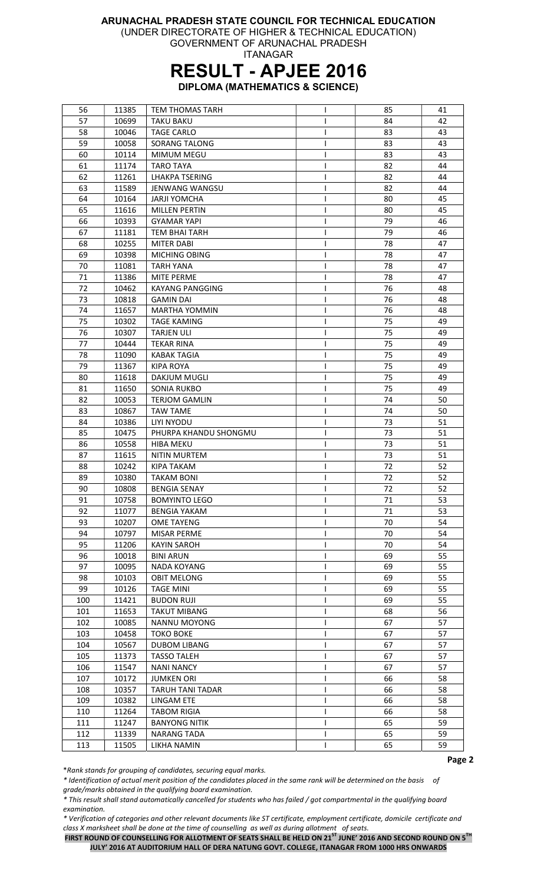**ARUNACHAL PRADESH STATE COUNCIL FOR TECHNICAL EDUCATION**
(UNDER DIRECTORATE OF HIGHER & TECHNICAL EDUCATION)
GOVERNMENT OF ARUNACHAL PRADESH
ITANAGAR

# RESULT - APJEE 2016

**DIPLOMA (MATHEMATICS & SCIENCE)**

| | | | | | |
|---|---|---|---|---|---|
| 56 | 11385 | TEM THOMAS TARH | I | 85 | 41 |
| 57 | 10699 | TAKU BAKU | I | 84 | 42 |
| 58 | 10046 | TAGE CARLO | I | 83 | 43 |
| 59 | 10058 | SORANG TALONG | I | 83 | 43 |
| 60 | 10114 | MIMUM MEGU | I | 83 | 43 |
| 61 | 11174 | TARO TAYA | I | 82 | 44 |
| 62 | 11261 | LHAKPA TSERING | I | 82 | 44 |
| 63 | 11589 | JENWANG WANGSU | I | 82 | 44 |
| 64 | 10164 | JARJI YOMCHA | I | 80 | 45 |
| 65 | 11616 | MILLEN PERTIN | I | 80 | 45 |
| 66 | 10393 | GYAMAR YAPI | I | 79 | 46 |
| 67 | 11181 | TEM BHAI TARH | I | 79 | 46 |
| 68 | 10255 | MITER DABI | I | 78 | 47 |
| 69 | 10398 | MICHING OBING | I | 78 | 47 |
| 70 | 11081 | TARH YANA | I | 78 | 47 |
| 71 | 11386 | MITE PERME | I | 78 | 47 |
| 72 | 10462 | KAYANG PANGGING | I | 76 | 48 |
| 73 | 10818 | GAMIN DAI | I | 76 | 48 |
| 74 | 11657 | MARTHA YOMMIN | I | 76 | 48 |
| 75 | 10302 | TAGE KAMING | I | 75 | 49 |
| 76 | 10307 | TARJEN ULI | I | 75 | 49 |
| 77 | 10444 | TEKAR RINA | I | 75 | 49 |
| 78 | 11090 | KABAK TAGIA | I | 75 | 49 |
| 79 | 11367 | KIPA ROYA | I | 75 | 49 |
| 80 | 11618 | DAKJUM MUGLI | I | 75 | 49 |
| 81 | 11650 | SONIA RUKBO | I | 75 | 49 |
| 82 | 10053 | TERJOM GAMLIN | I | 74 | 50 |
| 83 | 10867 | TAW TAME | I | 74 | 50 |
| 84 | 10386 | LIYI NYODU | I | 73 | 51 |
| 85 | 10475 | PHURPA KHANDU SHONGMU | I | 73 | 51 |
| 86 | 10558 | HIBA MEKU | I | 73 | 51 |
| 87 | 11615 | NITIN MURTEM | I | 73 | 51 |
| 88 | 10242 | KIPA TAKAM | I | 72 | 52 |
| 89 | 10380 | TAKAM BONI | I | 72 | 52 |
| 90 | 10808 | BENGIA SENAY | I | 72 | 52 |
| 91 | 10758 | BOMYINTO LEGO | I | 71 | 53 |
| 92 | 11077 | BENGIA YAKAM | I | 71 | 53 |
| 93 | 10207 | OME TAYENG | I | 70 | 54 |
| 94 | 10797 | MISAR PERME | I | 70 | 54 |
| 95 | 11206 | KAYIN SAROH | I | 70 | 54 |
| 96 | 10018 | BINI ARUN | I | 69 | 55 |
| 97 | 10095 | NADA KOYANG | I | 69 | 55 |
| 98 | 10103 | OBIT MELONG | I | 69 | 55 |
| 99 | 10126 | TAGE MINI | I | 69 | 55 |
| 100 | 11421 | BUDON RUJI | I | 69 | 55 |
| 101 | 11653 | TAKUT MIBANG | I | 68 | 56 |
| 102 | 10085 | NANNU MOYONG | I | 67 | 57 |
| 103 | 10458 | TOKO BOKE | I | 67 | 57 |
| 104 | 10567 | DUBOM LIBANG | I | 67 | 57 |
| 105 | 11373 | TASSO TALEH | I | 67 | 57 |
| 106 | 11547 | NANI NANCY | I | 67 | 57 |
| 107 | 10172 | JUMKEN ORI | I | 66 | 58 |
| 108 | 10357 | TARUH TANI TADAR | I | 66 | 58 |
| 109 | 10382 | LINGAM ETE | I | 66 | 58 |
| 110 | 11264 | TABOM RIGIA | I | 66 | 58 |
| 111 | 11247 | BANYONG NITIK | I | 65 | 59 |
| 112 | 11339 | NARANG TADA | I | 65 | 59 |
| 113 | 11505 | LIKHA NAMIN | I | 65 | 59 |

*\*Rank stands for grouping of candidates, securing equal marks.*

*\* Identification of actual merit position of the candidates placed in the same rank will be determined on the basis of grade/marks obtained in the qualifying board examination.*

*\* This result shall stand automatically cancelled for students who has failed / got compartmental in the qualifying board examination.*

*\* Verification of categories and other relevant documents like ST certificate, employment certificate, domicile certificate and class X marksheet shall be done at the time of counselling as well as during allotment of seats.*

**FIRST ROUND OF COUNSELLING FOR ALLOTMENT OF SEATS SHALL BE HELD ON 21ST JUNE' 2016 AND SECOND ROUND ON 5TH JULY' 2016 AT AUDITORIUM HALL OF DERA NATUNG GOVT. COLLEGE, ITANAGAR FROM 1000 HRS ONWARDS**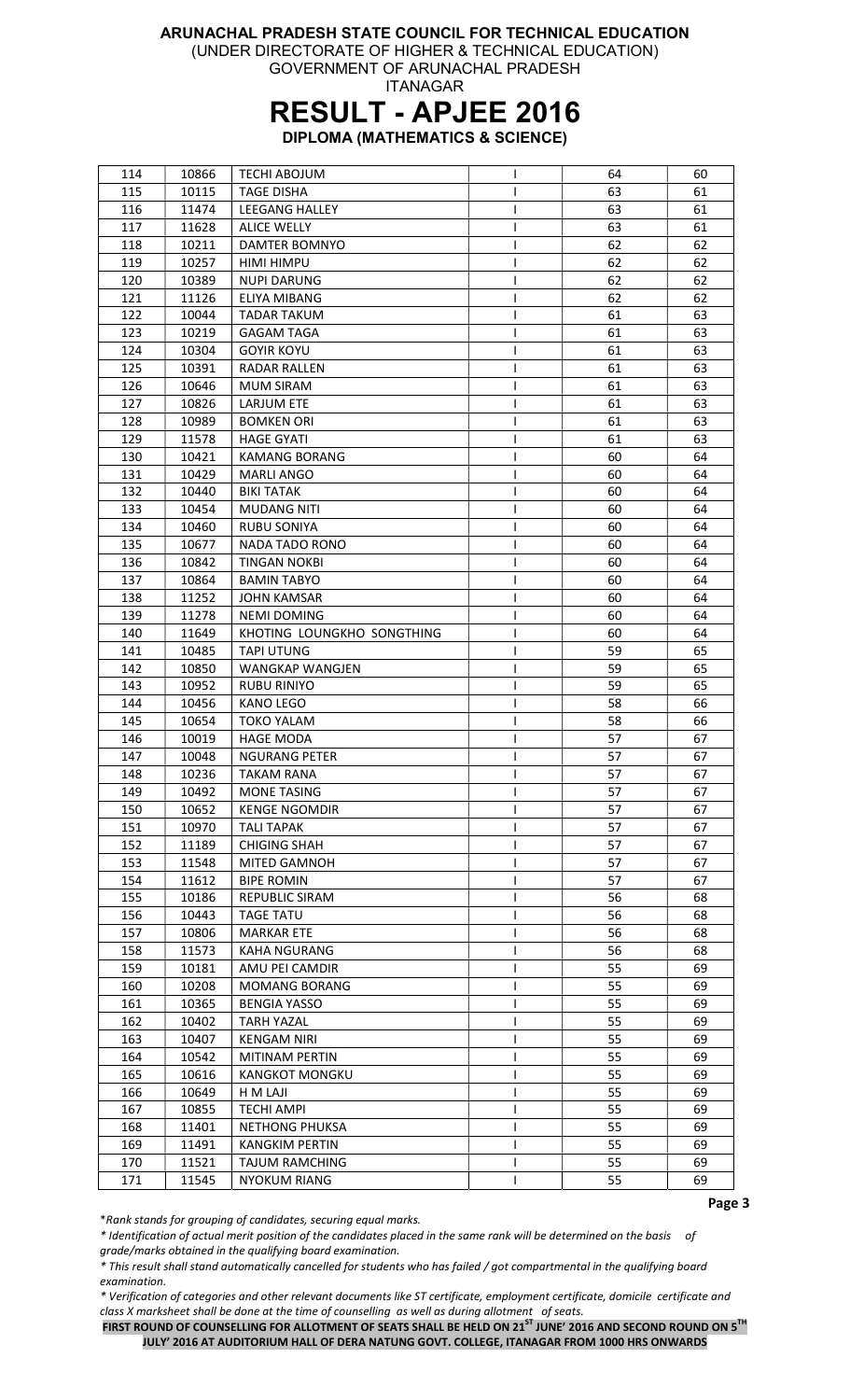**ARUNACHAL PRADESH STATE COUNCIL FOR TECHNICAL EDUCATION**
(UNDER DIRECTORATE OF HIGHER & TECHNICAL EDUCATION)
GOVERNMENT OF ARUNACHAL PRADESH
ITANAGAR

# RESULT - APJEE 2016

**DIPLOMA (MATHEMATICS & SCIENCE)**

| | | | | | |
|---|---|---|---|---|---|
| 114 | 10866 | TECHI ABOJUM | I | 64 | 60 |
| 115 | 10115 | TAGE DISHA | I | 63 | 61 |
| 116 | 11474 | LEEGANG HALLEY | I | 63 | 61 |
| 117 | 11628 | ALICE WELLY | I | 63 | 61 |
| 118 | 10211 | DAMTER BOMNYO | I | 62 | 62 |
| 119 | 10257 | HIMI HIMPU | I | 62 | 62 |
| 120 | 10389 | NUPI DARUNG | I | 62 | 62 |
| 121 | 11126 | ELIYA MIBANG | I | 62 | 62 |
| 122 | 10044 | TADAR TAKUM | I | 61 | 63 |
| 123 | 10219 | GAGAM TAGA | I | 61 | 63 |
| 124 | 10304 | GOYIR KOYU | I | 61 | 63 |
| 125 | 10391 | RADAR RALLEN | I | 61 | 63 |
| 126 | 10646 | MUM SIRAM | I | 61 | 63 |
| 127 | 10826 | LARJUM ETE | I | 61 | 63 |
| 128 | 10989 | BOMKEN ORI | I | 61 | 63 |
| 129 | 11578 | HAGE GYATI | I | 61 | 63 |
| 130 | 10421 | KAMANG BORANG | I | 60 | 64 |
| 131 | 10429 | MARLI ANGO | I | 60 | 64 |
| 132 | 10440 | BIKI TATAK | I | 60 | 64 |
| 133 | 10454 | MUDANG NITI | I | 60 | 64 |
| 134 | 10460 | RUBU SONIYA | I | 60 | 64 |
| 135 | 10677 | NADA TADO RONO | I | 60 | 64 |
| 136 | 10842 | TINGAN NOKBI | I | 60 | 64 |
| 137 | 10864 | BAMIN TABYO | I | 60 | 64 |
| 138 | 11252 | JOHN KAMSAR | I | 60 | 64 |
| 139 | 11278 | NEMI DOMING | I | 60 | 64 |
| 140 | 11649 | KHOTING LOUNGKHO SONGTHING | I | 60 | 64 |
| 141 | 10485 | TAPI UTUNG | I | 59 | 65 |
| 142 | 10850 | WANGKAP WANGJEN | I | 59 | 65 |
| 143 | 10952 | RUBU RINIYO | I | 59 | 65 |
| 144 | 10456 | KANO LEGO | I | 58 | 66 |
| 145 | 10654 | TOKO YALAM | I | 58 | 66 |
| 146 | 10019 | HAGE MODA | I | 57 | 67 |
| 147 | 10048 | NGURANG PETER | I | 57 | 67 |
| 148 | 10236 | TAKAM RANA | I | 57 | 67 |
| 149 | 10492 | MONE TASING | I | 57 | 67 |
| 150 | 10652 | KENGE NGOMDIR | I | 57 | 67 |
| 151 | 10970 | TALI TAPAK | I | 57 | 67 |
| 152 | 11189 | CHIGING SHAH | I | 57 | 67 |
| 153 | 11548 | MITED GAMNOH | I | 57 | 67 |
| 154 | 11612 | BIPE ROMIN | I | 57 | 67 |
| 155 | 10186 | REPUBLIC SIRAM | I | 56 | 68 |
| 156 | 10443 | TAGE TATU | I | 56 | 68 |
| 157 | 10806 | MARKAR ETE | I | 56 | 68 |
| 158 | 11573 | KAHA NGURANG | I | 56 | 68 |
| 159 | 10181 | AMU PEI CAMDIR | I | 55 | 69 |
| 160 | 10208 | MOMANG BORANG | I | 55 | 69 |
| 161 | 10365 | BENGIA YASSO | I | 55 | 69 |
| 162 | 10402 | TARH YAZAL | I | 55 | 69 |
| 163 | 10407 | KENGAM NIRI | I | 55 | 69 |
| 164 | 10542 | MITINAM PERTIN | I | 55 | 69 |
| 165 | 10616 | KANGKOT MONGKU | I | 55 | 69 |
| 166 | 10649 | H M LAJI | I | 55 | 69 |
| 167 | 10855 | TECHI AMPI | I | 55 | 69 |
| 168 | 11401 | NETHONG PHUKSA | I | 55 | 69 |
| 169 | 11491 | KANGKIM PERTIN | I | 55 | 69 |
| 170 | 11521 | TAJUM RAMCHING | I | 55 | 69 |
| 171 | 11545 | NYOKUM RIANG | I | 55 | 69 |

*\*Rank stands for grouping of candidates, securing equal marks.*

*\* Identification of actual merit position of the candidates placed in the same rank will be determined on the basis of grade/marks obtained in the qualifying board examination.*

*\* This result shall stand automatically cancelled for students who has failed / got compartmental in the qualifying board examination.*

*\* Verification of categories and other relevant documents like ST certificate, employment certificate, domicile certificate and class X marksheet shall be done at the time of counselling as well as during allotment of seats.*

**FIRST ROUND OF COUNSELLING FOR ALLOTMENT OF SEATS SHALL BE HELD ON 21ST JUNE' 2016 AND SECOND ROUND ON 5TH JULY' 2016 AT AUDITORIUM HALL OF DERA NATUNG GOVT. COLLEGE, ITANAGAR FROM 1000 HRS ONWARDS**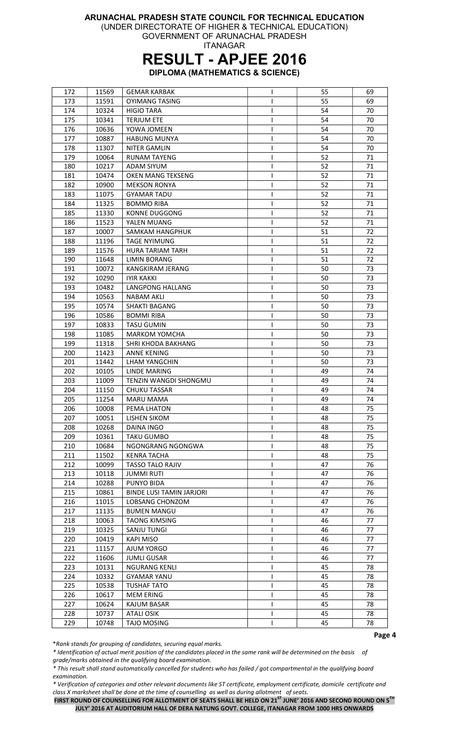**ARUNACHAL PRADESH STATE COUNCIL FOR TECHNICAL EDUCATION**

(UNDER DIRECTORATE OF HIGHER & TECHNICAL EDUCATION)

GOVERNMENT OF ARUNACHAL PRADESH

ITANAGAR

# RESULT - APJEE 2016

**DIPLOMA (MATHEMATICS & SCIENCE)**

| | | | | | |
|---|---|---|---|---|---|
| 172 | 11569 | GEMAR KARBAK | I | 55 | 69 |
| 173 | 11591 | OYIMANG TASING | I | 55 | 69 |
| 174 | 10324 | HIGIO TARA | I | 54 | 70 |
| 175 | 10341 | TERJUM ETE | I | 54 | 70 |
| 176 | 10636 | YOWA JOMEEN | I | 54 | 70 |
| 177 | 10887 | HABUNG MUNYA | I | 54 | 70 |
| 178 | 11307 | NITER GAMLIN | I | 54 | 70 |
| 179 | 10064 | RUNAM TAYENG | I | 52 | 71 |
| 180 | 10217 | ADAM SIYUM | I | 52 | 71 |
| 181 | 10474 | OKEN MANG TEKSENG | I | 52 | 71 |
| 182 | 10900 | MEKSON RONYA | I | 52 | 71 |
| 183 | 11075 | GYAMAR TADU | I | 52 | 71 |
| 184 | 11325 | BOMMO RIBA | I | 52 | 71 |
| 185 | 11330 | KONNE DUGGONG | I | 52 | 71 |
| 186 | 11523 | YALEN MUANG | I | 52 | 71 |
| 187 | 10007 | SAMKAM HANGPHUK | I | 51 | 72 |
| 188 | 11196 | TAGE NYIMUNG | I | 51 | 72 |
| 189 | 11576 | HURA TARIAM TARH | I | 51 | 72 |
| 190 | 11648 | LIMIN BORANG | I | 51 | 72 |
| 191 | 10072 | KANGKIRAM JERANG | I | 50 | 73 |
| 192 | 10290 | IYIR KAKKI | I | 50 | 73 |
| 193 | 10482 | LANGPONG HALLANG | I | 50 | 73 |
| 194 | 10563 | NABAM AKLI | I | 50 | 73 |
| 195 | 10574 | SHAKTI BAGANG | I | 50 | 73 |
| 196 | 10586 | BOMMI RIBA | I | 50 | 73 |
| 197 | 10833 | TASU GUMIN | I | 50 | 73 |
| 198 | 11085 | MARKOM YOMCHA | I | 50 | 73 |
| 199 | 11318 | SHRI KHODA BAKHANG | I | 50 | 73 |
| 200 | 11423 | ANNE KENING | I | 50 | 73 |
| 201 | 11442 | LHAM YANGCHIN | I | 50 | 73 |
| 202 | 10105 | LINDE MARING | I | 49 | 74 |
| 203 | 11009 | TENZIN WANGDI SHONGMU | I | 49 | 74 |
| 204 | 11150 | CHUKU TASSAR | I | 49 | 74 |
| 205 | 11254 | MARU MAMA | I | 49 | 74 |
| 206 | 10008 | PEMA LHATON | I | 48 | 75 |
| 207 | 10051 | LISHEN SIKOM | I | 48 | 75 |
| 208 | 10268 | DAINA INGO | I | 48 | 75 |
| 209 | 10361 | TAKU GUMBO | I | 48 | 75 |
| 210 | 10684 | NGONGRANG NGONGWA | I | 48 | 75 |
| 211 | 11502 | KENRA TACHA | I | 48 | 75 |
| 212 | 10099 | TASSO TALO RAJIV | I | 47 | 76 |
| 213 | 10118 | JUMMI RUTI | I | 47 | 76 |
| 214 | 10288 | PUNYO BIDA | I | 47 | 76 |
| 215 | 10861 | BINDE LUSI TAMIN JARJORI | I | 47 | 76 |
| 216 | 11015 | LOBSANG CHONZOM | I | 47 | 76 |
| 217 | 11135 | BUMEN MANGU | I | 47 | 76 |
| 218 | 10063 | TAONG KIMSING | I | 46 | 77 |
| 219 | 10325 | SANJU TUNGI | I | 46 | 77 |
| 220 | 10419 | KAPI MISO | I | 46 | 77 |
| 221 | 11157 | AJUM YORGO | I | 46 | 77 |
| 222 | 11606 | JUMLI GUSAR | I | 46 | 77 |
| 223 | 10131 | NGURANG KENLI | I | 45 | 78 |
| 224 | 10332 | GYAMAR YANU | I | 45 | 78 |
| 225 | 10538 | TUSHAF TATO | I | 45 | 78 |
| 226 | 10617 | MEM ERING | I | 45 | 78 |
| 227 | 10624 | KAJUM BASAR | I | 45 | 78 |
| 228 | 10737 | ATALI OSIK | I | 45 | 78 |
| 229 | 10748 | TAJO MOSING | I | 45 | 78 |

*\*Rank stands for grouping of candidates, securing equal marks.*

*\* Identification of actual merit position of the candidates placed in the same rank will be determined on the basis of grade/marks obtained in the qualifying board examination.*

*\* This result shall stand automatically cancelled for students who has failed / got compartmental in the qualifying board examination.*

*\* Verification of categories and other relevant documents like ST certificate, employment certificate, domicile certificate and class X marksheet shall be done at the time of counselling as well as during allotment of seats.*

**FIRST ROUND OF COUNSELLING FOR ALLOTMENT OF SEATS SHALL BE HELD ON 21ST JUNE' 2016 AND SECOND ROUND ON 5TH JULY' 2016 AT AUDITORIUM HALL OF DERA NATUNG GOVT. COLLEGE, ITANAGAR FROM 1000 HRS ONWARDS**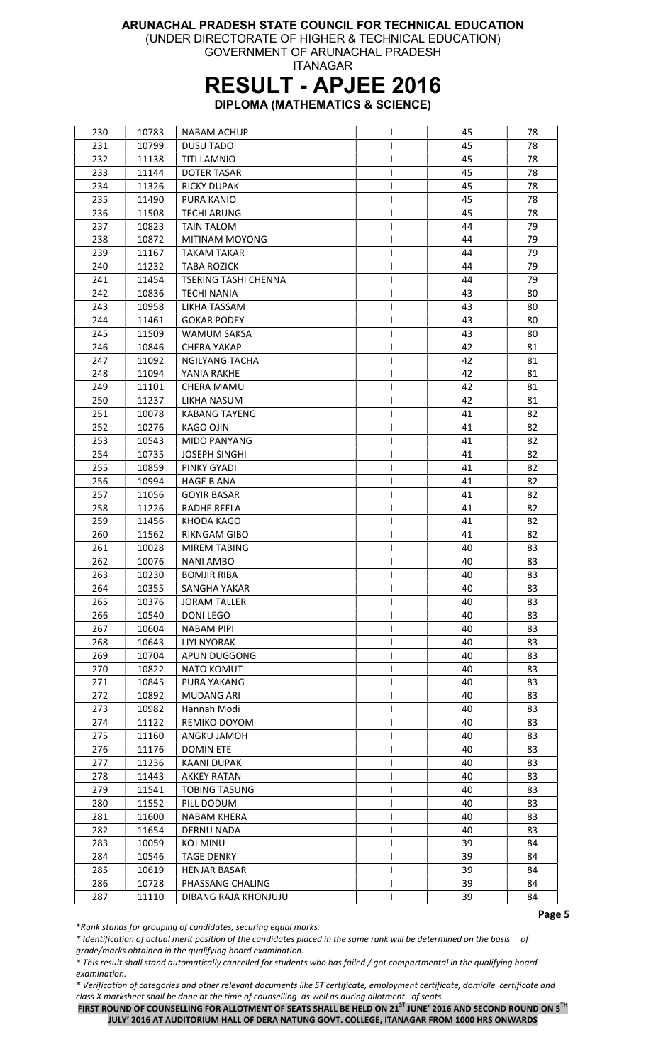**ARUNACHAL PRADESH STATE COUNCIL FOR TECHNICAL EDUCATION**
(UNDER DIRECTORATE OF HIGHER & TECHNICAL EDUCATION)
GOVERNMENT OF ARUNACHAL PRADESH
ITANAGAR

# RESULT - APJEE 2016

**DIPLOMA (MATHEMATICS & SCIENCE)**

| | | | | | |
|---|---|---|---|---|---|
| 230 | 10783 | NABAM ACHUP | I | 45 | 78 |
| 231 | 10799 | DUSU TADO | I | 45 | 78 |
| 232 | 11138 | TITI LAMNIO | I | 45 | 78 |
| 233 | 11144 | DOTER TASAR | I | 45 | 78 |
| 234 | 11326 | RICKY DUPAK | I | 45 | 78 |
| 235 | 11490 | PURA KANIO | I | 45 | 78 |
| 236 | 11508 | TECHI ARUNG | I | 45 | 78 |
| 237 | 10823 | TAIN TALOM | I | 44 | 79 |
| 238 | 10872 | MITINAM MOYONG | I | 44 | 79 |
| 239 | 11167 | TAKAM TAKAR | I | 44 | 79 |
| 240 | 11232 | TABA ROZICK | I | 44 | 79 |
| 241 | 11454 | TSERING TASHI CHENNA | I | 44 | 79 |
| 242 | 10836 | TECHI NANIA | I | 43 | 80 |
| 243 | 10958 | LIKHA TASSAM | I | 43 | 80 |
| 244 | 11461 | GOKAR PODEY | I | 43 | 80 |
| 245 | 11509 | WAMUM SAKSA | I | 43 | 80 |
| 246 | 10846 | CHERA YAKAP | I | 42 | 81 |
| 247 | 11092 | NGILYANG TACHA | I | 42 | 81 |
| 248 | 11094 | YANIA RAKHE | I | 42 | 81 |
| 249 | 11101 | CHERA MAMU | I | 42 | 81 |
| 250 | 11237 | LIKHA NASUM | I | 42 | 81 |
| 251 | 10078 | KABANG TAYENG | I | 41 | 82 |
| 252 | 10276 | KAGO OJIN | I | 41 | 82 |
| 253 | 10543 | MIDO PANYANG | I | 41 | 82 |
| 254 | 10735 | JOSEPH SINGHI | I | 41 | 82 |
| 255 | 10859 | PINKY GYADI | I | 41 | 82 |
| 256 | 10994 | HAGE B ANA | I | 41 | 82 |
| 257 | 11056 | GOYIR BASAR | I | 41 | 82 |
| 258 | 11226 | RADHE REELA | I | 41 | 82 |
| 259 | 11456 | KHODA KAGO | I | 41 | 82 |
| 260 | 11562 | RIKNGAM GIBO | I | 41 | 82 |
| 261 | 10028 | MIREM TABING | I | 40 | 83 |
| 262 | 10076 | NANI AMBO | I | 40 | 83 |
| 263 | 10230 | BOMJIR RIBA | I | 40 | 83 |
| 264 | 10355 | SANGHA YAKAR | I | 40 | 83 |
| 265 | 10376 | JORAM TALLER | I | 40 | 83 |
| 266 | 10540 | DONI LEGO | I | 40 | 83 |
| 267 | 10604 | NABAM PIPI | I | 40 | 83 |
| 268 | 10643 | LIYI NYORAK | I | 40 | 83 |
| 269 | 10704 | APUN DUGGONG | I | 40 | 83 |
| 270 | 10822 | NATO KOMUT | I | 40 | 83 |
| 271 | 10845 | PURA YAKANG | I | 40 | 83 |
| 272 | 10892 | MUDANG ARI | I | 40 | 83 |
| 273 | 10982 | Hannah Modi | I | 40 | 83 |
| 274 | 11122 | REMIKO DOYOM | I | 40 | 83 |
| 275 | 11160 | ANGKU JAMOH | I | 40 | 83 |
| 276 | 11176 | DOMIN ETE | I | 40 | 83 |
| 277 | 11236 | KAANI DUPAK | I | 40 | 83 |
| 278 | 11443 | AKKEY RATAN | I | 40 | 83 |
| 279 | 11541 | TOBING TASUNG | I | 40 | 83 |
| 280 | 11552 | PILL DODUM | I | 40 | 83 |
| 281 | 11600 | NABAM KHERA | I | 40 | 83 |
| 282 | 11654 | DERNU NADA | I | 40 | 83 |
| 283 | 10059 | KOJ MINU | I | 39 | 84 |
| 284 | 10546 | TAGE DENKY | I | 39 | 84 |
| 285 | 10619 | HENJAR BASAR | I | 39 | 84 |
| 286 | 10728 | PHASSANG CHALING | I | 39 | 84 |
| 287 | 11110 | DIBANG RAJA KHONJUJU | I | 39 | 84 |

*\*Rank stands for grouping of candidates, securing equal marks.*

*\* Identification of actual merit position of the candidates placed in the same rank will be determined on the basis of grade/marks obtained in the qualifying board examination.*

*\* This result shall stand automatically cancelled for students who has failed / got compartmental in the qualifying board examination.*

*\* Verification of categories and other relevant documents like ST certificate, employment certificate, domicile certificate and class X marksheet shall be done at the time of counselling as well as during allotment of seats.*

**FIRST ROUND OF COUNSELLING FOR ALLOTMENT OF SEATS SHALL BE HELD ON 21ST JUNE' 2016 AND SECOND ROUND ON 5TH JULY' 2016 AT AUDITORIUM HALL OF DERA NATUNG GOVT. COLLEGE, ITANAGAR FROM 1000 HRS ONWARDS**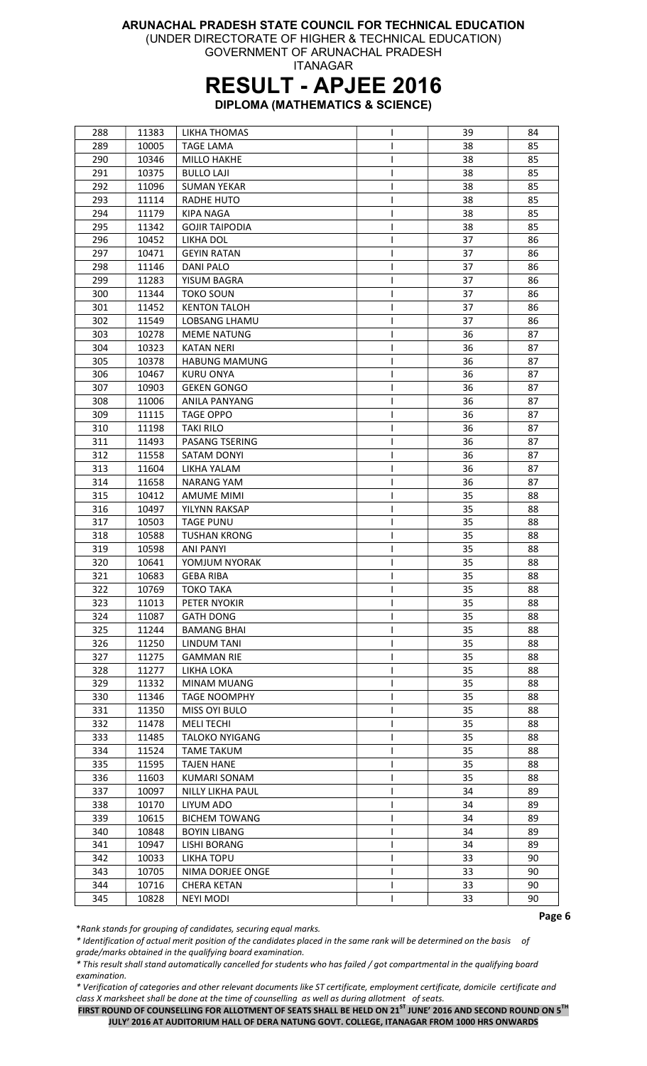**ARUNACHAL PRADESH STATE COUNCIL FOR TECHNICAL EDUCATION**
(UNDER DIRECTORATE OF HIGHER & TECHNICAL EDUCATION)
GOVERNMENT OF ARUNACHAL PRADESH
ITANAGAR

# RESULT - APJEE 2016

**DIPLOMA (MATHEMATICS & SCIENCE)**

| | | | | | |
|---|---|---|---|---|---|
| 288 | 11383 | LIKHA THOMAS | I | 39 | 84 |
| 289 | 10005 | TAGE LAMA | I | 38 | 85 |
| 290 | 10346 | MILLO HAKHE | I | 38 | 85 |
| 291 | 10375 | BULLO LAJI | I | 38 | 85 |
| 292 | 11096 | SUMAN YEKAR | I | 38 | 85 |
| 293 | 11114 | RADHE HUTO | I | 38 | 85 |
| 294 | 11179 | KIPA NAGA | I | 38 | 85 |
| 295 | 11342 | GOJIR TAIPODIA | I | 38 | 85 |
| 296 | 10452 | LIKHA DOL | I | 37 | 86 |
| 297 | 10471 | GEYIN RATAN | I | 37 | 86 |
| 298 | 11146 | DANI PALO | I | 37 | 86 |
| 299 | 11283 | YISUM BAGRA | I | 37 | 86 |
| 300 | 11344 | TOKO SOUN | I | 37 | 86 |
| 301 | 11452 | KENTON TALOH | I | 37 | 86 |
| 302 | 11549 | LOBSANG LHAMU | I | 37 | 86 |
| 303 | 10278 | MEME NATUNG | I | 36 | 87 |
| 304 | 10323 | KATAN NERI | I | 36 | 87 |
| 305 | 10378 | HABUNG MAMUNG | I | 36 | 87 |
| 306 | 10467 | KURU ONYA | I | 36 | 87 |
| 307 | 10903 | GEKEN GONGO | I | 36 | 87 |
| 308 | 11006 | ANILA PANYANG | I | 36 | 87 |
| 309 | 11115 | TAGE OPPO | I | 36 | 87 |
| 310 | 11198 | TAKI RILO | I | 36 | 87 |
| 311 | 11493 | PASANG TSERING | I | 36 | 87 |
| 312 | 11558 | SATAM DONYI | I | 36 | 87 |
| 313 | 11604 | LIKHA YALAM | I | 36 | 87 |
| 314 | 11658 | NARANG YAM | I | 36 | 87 |
| 315 | 10412 | AMUME MIMI | I | 35 | 88 |
| 316 | 10497 | YILYNN RAKSAP | I | 35 | 88 |
| 317 | 10503 | TAGE PUNU | I | 35 | 88 |
| 318 | 10588 | TUSHAN KRONG | I | 35 | 88 |
| 319 | 10598 | ANI PANYI | I | 35 | 88 |
| 320 | 10641 | YOMJUM NYORAK | I | 35 | 88 |
| 321 | 10683 | GEBA RIBA | I | 35 | 88 |
| 322 | 10769 | TOKO TAKA | I | 35 | 88 |
| 323 | 11013 | PETER NYOKIR | I | 35 | 88 |
| 324 | 11087 | GATH DONG | I | 35 | 88 |
| 325 | 11244 | BAMANG BHAI | I | 35 | 88 |
| 326 | 11250 | LINDUM TANI | I | 35 | 88 |
| 327 | 11275 | GAMMAN RIE | I | 35 | 88 |
| 328 | 11277 | LIKHA LOKA | I | 35 | 88 |
| 329 | 11332 | MINAM MUANG | I | 35 | 88 |
| 330 | 11346 | TAGE NOOMPHY | I | 35 | 88 |
| 331 | 11350 | MISS OYI BULO | I | 35 | 88 |
| 332 | 11478 | MELI TECHI | I | 35 | 88 |
| 333 | 11485 | TALOKO NYIGANG | I | 35 | 88 |
| 334 | 11524 | TAME TAKUM | I | 35 | 88 |
| 335 | 11595 | TAJEN HANE | I | 35 | 88 |
| 336 | 11603 | KUMARI SONAM | I | 35 | 88 |
| 337 | 10097 | NILLY LIKHA PAUL | I | 34 | 89 |
| 338 | 10170 | LIYUM ADO | I | 34 | 89 |
| 339 | 10615 | BICHEM TOWANG | I | 34 | 89 |
| 340 | 10848 | BOYIN LIBANG | I | 34 | 89 |
| 341 | 10947 | LISHI BORANG | I | 34 | 89 |
| 342 | 10033 | LIKHA TOPU | I | 33 | 90 |
| 343 | 10705 | NIMA DORJEE ONGE | I | 33 | 90 |
| 344 | 10716 | CHERA KETAN | I | 33 | 90 |
| 345 | 10828 | NEYI MODI | I | 33 | 90 |

*\*Rank stands for grouping of candidates, securing equal marks.*

*\* Identification of actual merit position of the candidates placed in the same rank will be determined on the basis of grade/marks obtained in the qualifying board examination.*

*\* This result shall stand automatically cancelled for students who has failed / got compartmental in the qualifying board examination.*

*\* Verification of categories and other relevant documents like ST certificate, employment certificate, domicile certificate and class X marksheet shall be done at the time of counselling as well as during allotment of seats.*

**FIRST ROUND OF COUNSELLING FOR ALLOTMENT OF SEATS SHALL BE HELD ON 21ST JUNE' 2016 AND SECOND ROUND ON 5TH JULY' 2016 AT AUDITORIUM HALL OF DERA NATUNG GOVT. COLLEGE, ITANAGAR FROM 1000 HRS ONWARDS**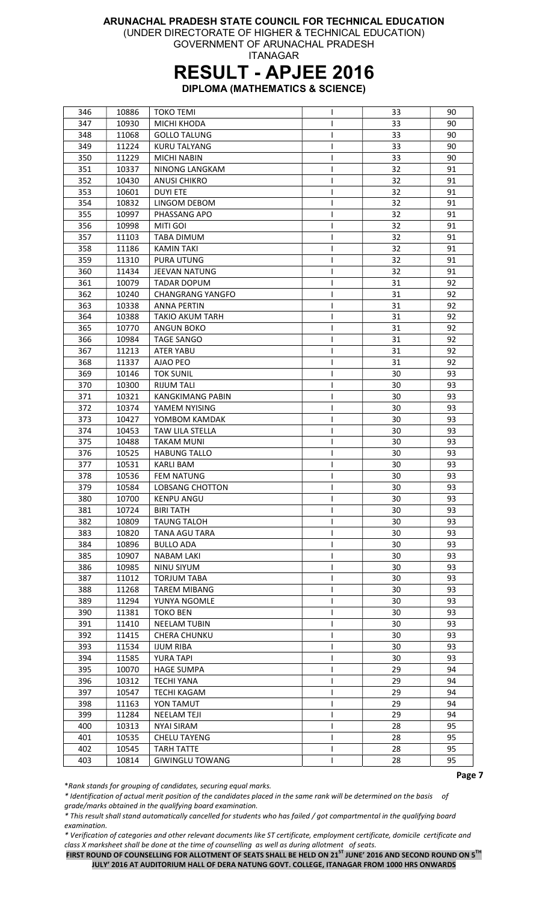# ARUNACHAL PRADESH STATE COUNCIL FOR TECHNICAL EDUCATION

(UNDER DIRECTORATE OF HIGHER & TECHNICAL EDUCATION)
GOVERNMENT OF ARUNACHAL PRADESH
ITANAGAR

# RESULT - APJEE 2016

## DIPLOMA (MATHEMATICS & SCIENCE)

| | | | | | |
|---|---|---|---|---|---|
| 346 | 10886 | TOKO TEMI | I | 33 | 90 |
| 347 | 10930 | MICHI KHODA | I | 33 | 90 |
| 348 | 11068 | GOLLO TALUNG | I | 33 | 90 |
| 349 | 11224 | KURU TALYANG | I | 33 | 90 |
| 350 | 11229 | MICHI NABIN | I | 33 | 90 |
| 351 | 10337 | NINONG LANGKAM | I | 32 | 91 |
| 352 | 10430 | ANUSI CHIKRO | I | 32 | 91 |
| 353 | 10601 | DUYI ETE | I | 32 | 91 |
| 354 | 10832 | LINGOM DEBOM | I | 32 | 91 |
| 355 | 10997 | PHASSANG APO | I | 32 | 91 |
| 356 | 10998 | MITI GOI | I | 32 | 91 |
| 357 | 11103 | TABA DIMUM | I | 32 | 91 |
| 358 | 11186 | KAMIN TAKI | I | 32 | 91 |
| 359 | 11310 | PURA UTUNG | I | 32 | 91 |
| 360 | 11434 | JEEVAN NATUNG | I | 32 | 91 |
| 361 | 10079 | TADAR DOPUM | I | 31 | 92 |
| 362 | 10240 | CHANGRANG YANGFO | I | 31 | 92 |
| 363 | 10338 | ANNA PERTIN | I | 31 | 92 |
| 364 | 10388 | TAKIO AKUM TARH | I | 31 | 92 |
| 365 | 10770 | ANGUN BOKO | I | 31 | 92 |
| 366 | 10984 | TAGE SANGO | I | 31 | 92 |
| 367 | 11213 | ATER YABU | I | 31 | 92 |
| 368 | 11337 | AJAO PEO | I | 31 | 92 |
| 369 | 10146 | TOK SUNIL | I | 30 | 93 |
| 370 | 10300 | RIJUM TALI | I | 30 | 93 |
| 371 | 10321 | KANGKIMANG PABIN | I | 30 | 93 |
| 372 | 10374 | YAMEM NYISING | I | 30 | 93 |
| 373 | 10427 | YOMBOM KAMDAK | I | 30 | 93 |
| 374 | 10453 | TAW LILA STELLA | I | 30 | 93 |
| 375 | 10488 | TAKAM MUNI | I | 30 | 93 |
| 376 | 10525 | HABUNG TALLO | I | 30 | 93 |
| 377 | 10531 | KARLI BAM | I | 30 | 93 |
| 378 | 10536 | FEM NATUNG | I | 30 | 93 |
| 379 | 10584 | LOBSANG CHOTTON | I | 30 | 93 |
| 380 | 10700 | KENPU ANGU | I | 30 | 93 |
| 381 | 10724 | BIRI TATH | I | 30 | 93 |
| 382 | 10809 | TAUNG TALOH | I | 30 | 93 |
| 383 | 10820 | TANA AGU TARA | I | 30 | 93 |
| 384 | 10896 | BULLO ADA | I | 30 | 93 |
| 385 | 10907 | NABAM LAKI | I | 30 | 93 |
| 386 | 10985 | NINU SIYUM | I | 30 | 93 |
| 387 | 11012 | TORJUM TABA | I | 30 | 93 |
| 388 | 11268 | TAREM MIBANG | I | 30 | 93 |
| 389 | 11294 | YUNYA NGOMLE | I | 30 | 93 |
| 390 | 11381 | TOKO BEN | I | 30 | 93 |
| 391 | 11410 | NEELAM TUBIN | I | 30 | 93 |
| 392 | 11415 | CHERA CHUNKU | I | 30 | 93 |
| 393 | 11534 | IJUM RIBA | I | 30 | 93 |
| 394 | 11585 | YURA TAPI | I | 30 | 93 |
| 395 | 10070 | HAGE SUMPA | I | 29 | 94 |
| 396 | 10312 | TECHI YANA | I | 29 | 94 |
| 397 | 10547 | TECHI KAGAM | I | 29 | 94 |
| 398 | 11163 | YON TAMUT | I | 29 | 94 |
| 399 | 11284 | NEELAM TEJI | I | 29 | 94 |
| 400 | 10313 | NYAI SIRAM | I | 28 | 95 |
| 401 | 10535 | CHELU TAYENG | I | 28 | 95 |
| 402 | 10545 | TARH TATTE | I | 28 | 95 |
| 403 | 10814 | GIWINGLU TOWANG | I | 28 | 95 |

*\*Rank stands for grouping of candidates, securing equal marks.*

*\* Identification of actual merit position of the candidates placed in the same rank will be determined on the basis of grade/marks obtained in the qualifying board examination.*

*\* This result shall stand automatically cancelled for students who has failed / got compartmental in the qualifying board examination.*

*\* Verification of categories and other relevant documents like ST certificate, employment certificate, domicile certificate and class X marksheet shall be done at the time of counselling as well as during allotment of seats.*

**FIRST ROUND OF COUNSELLING FOR ALLOTMENT OF SEATS SHALL BE HELD ON 21ST JUNE' 2016 AND SECOND ROUND ON 5TH JULY' 2016 AT AUDITORIUM HALL OF DERA NATUNG GOVT. COLLEGE, ITANAGAR FROM 1000 HRS ONWARDS**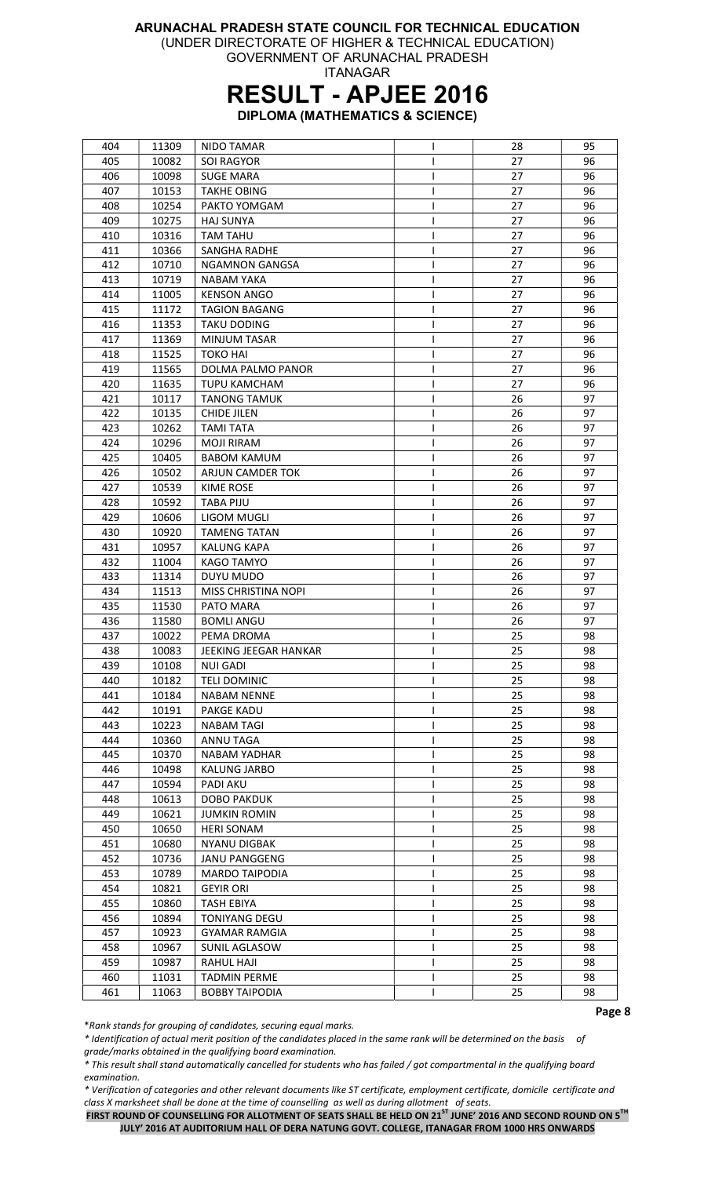**ARUNACHAL PRADESH STATE COUNCIL FOR TECHNICAL EDUCATION**
(UNDER DIRECTORATE OF HIGHER & TECHNICAL EDUCATION)
GOVERNMENT OF ARUNACHAL PRADESH
ITANAGAR

# RESULT - APJEE 2016

**DIPLOMA (MATHEMATICS & SCIENCE)**

| | | | | | |
|---|---|---|---|---|---|
| 404 | 11309 | NIDO TAMAR | I | 28 | 95 |
| 405 | 10082 | SOI RAGYOR | I | 27 | 96 |
| 406 | 10098 | SUGE MARA | I | 27 | 96 |
| 407 | 10153 | TAKHE OBING | I | 27 | 96 |
| 408 | 10254 | PAKTO YOMGAM | I | 27 | 96 |
| 409 | 10275 | HAJ SUNYA | I | 27 | 96 |
| 410 | 10316 | TAM TAHU | I | 27 | 96 |
| 411 | 10366 | SANGHA RADHE | I | 27 | 96 |
| 412 | 10710 | NGAMNON GANGSA | I | 27 | 96 |
| 413 | 10719 | NABAM YAKA | I | 27 | 96 |
| 414 | 11005 | KENSON ANGO | I | 27 | 96 |
| 415 | 11172 | TAGION BAGANG | I | 27 | 96 |
| 416 | 11353 | TAKU DODING | I | 27 | 96 |
| 417 | 11369 | MINJUM TASAR | I | 27 | 96 |
| 418 | 11525 | TOKO HAI | I | 27 | 96 |
| 419 | 11565 | DOLMA PALMO PANOR | I | 27 | 96 |
| 420 | 11635 | TUPU KAMCHAM | I | 27 | 96 |
| 421 | 10117 | TANONG TAMUK | I | 26 | 97 |
| 422 | 10135 | CHIDE JILEN | I | 26 | 97 |
| 423 | 10262 | TAMI TATA | I | 26 | 97 |
| 424 | 10296 | MOJI RIRAM | I | 26 | 97 |
| 425 | 10405 | BABOM KAMUM | I | 26 | 97 |
| 426 | 10502 | ARJUN CAMDER TOK | I | 26 | 97 |
| 427 | 10539 | KIME ROSE | I | 26 | 97 |
| 428 | 10592 | TABA PIJU | I | 26 | 97 |
| 429 | 10606 | LIGOM MUGLI | I | 26 | 97 |
| 430 | 10920 | TAMENG TATAN | I | 26 | 97 |
| 431 | 10957 | KALUNG KAPA | I | 26 | 97 |
| 432 | 11004 | KAGO TAMYO | I | 26 | 97 |
| 433 | 11314 | DUYU MUDO | I | 26 | 97 |
| 434 | 11513 | MISS CHRISTINA NOPI | I | 26 | 97 |
| 435 | 11530 | PATO MARA | I | 26 | 97 |
| 436 | 11580 | BOMLI ANGU | I | 26 | 97 |
| 437 | 10022 | PEMA DROMA | I | 25 | 98 |
| 438 | 10083 | JEEKING JEEGAR HANKAR | I | 25 | 98 |
| 439 | 10108 | NUI GADI | I | 25 | 98 |
| 440 | 10182 | TELI DOMINIC | I | 25 | 98 |
| 441 | 10184 | NABAM NENNE | I | 25 | 98 |
| 442 | 10191 | PAKGE KADU | I | 25 | 98 |
| 443 | 10223 | NABAM TAGI | I | 25 | 98 |
| 444 | 10360 | ANNU TAGA | I | 25 | 98 |
| 445 | 10370 | NABAM YADHAR | I | 25 | 98 |
| 446 | 10498 | KALUNG JARBO | I | 25 | 98 |
| 447 | 10594 | PADI AKU | I | 25 | 98 |
| 448 | 10613 | DOBO PAKDUK | I | 25 | 98 |
| 449 | 10621 | JUMKIN ROMIN | I | 25 | 98 |
| 450 | 10650 | HERI SONAM | I | 25 | 98 |
| 451 | 10680 | NYANU DIGBAK | I | 25 | 98 |
| 452 | 10736 | JANU PANGGENG | I | 25 | 98 |
| 453 | 10789 | MARDO TAIPODIA | I | 25 | 98 |
| 454 | 10821 | GEYIR ORI | I | 25 | 98 |
| 455 | 10860 | TASH EBIYA | I | 25 | 98 |
| 456 | 10894 | TONIYANG DEGU | I | 25 | 98 |
| 457 | 10923 | GYAMAR RAMGIA | I | 25 | 98 |
| 458 | 10967 | SUNIL AGLASOW | I | 25 | 98 |
| 459 | 10987 | RAHUL HAJI | I | 25 | 98 |
| 460 | 11031 | TADMIN PERME | I | 25 | 98 |
| 461 | 11063 | BOBBY TAIPODIA | I | 25 | 98 |

**Page 8**

**Rank stands for grouping of candidates, securing equal marks.*

** Identification of actual merit position of the candidates placed in the same rank will be determined on the basis of grade/marks obtained in the qualifying board examination.*

** This result shall stand automatically cancelled for students who has failed / got compartmental in the qualifying board examination.*

** Verification of categories and other relevant documents like ST certificate, employment certificate, domicile certificate and class X marksheet shall be done at the time of counselling as well as during allotment of seats.*

**FIRST ROUND OF COUNSELLING FOR ALLOTMENT OF SEATS SHALL BE HELD ON 21ST JUNE' 2016 AND SECOND ROUND ON 5TH JULY' 2016 AT AUDITORIUM HALL OF DERA NATUNG GOVT. COLLEGE, ITANAGAR FROM 1000 HRS ONWARDS**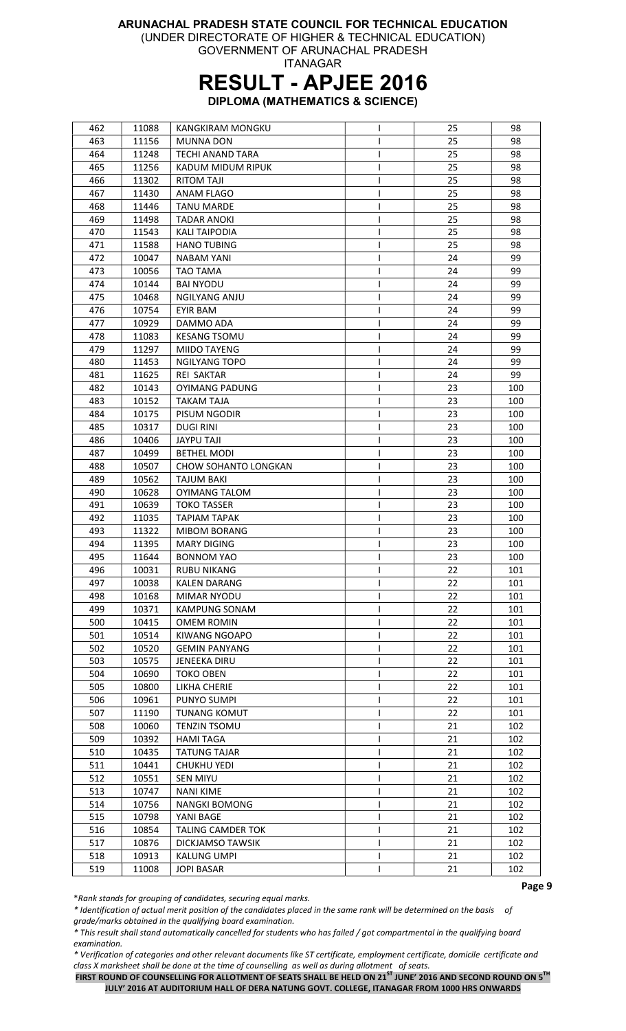# ARUNACHAL PRADESH STATE COUNCIL FOR TECHNICAL EDUCATION

(UNDER DIRECTORATE OF HIGHER & TECHNICAL EDUCATION)
GOVERNMENT OF ARUNACHAL PRADESH
ITANAGAR

# RESULT - APJEE 2016

## DIPLOMA (MATHEMATICS & SCIENCE)

| | | | | | |
|---|---|---|---|---|---|
| 462 | 11088 | KANGKIRAM MONGKU | I | 25 | 98 |
| 463 | 11156 | MUNNA DON | I | 25 | 98 |
| 464 | 11248 | TECHI ANAND TARA | I | 25 | 98 |
| 465 | 11256 | KADUM MIDUM RIPUK | I | 25 | 98 |
| 466 | 11302 | RITOM TAJI | I | 25 | 98 |
| 467 | 11430 | ANAM FLAGO | I | 25 | 98 |
| 468 | 11446 | TANU MARDE | I | 25 | 98 |
| 469 | 11498 | TADAR ANOKI | I | 25 | 98 |
| 470 | 11543 | KALI TAIPODIA | I | 25 | 98 |
| 471 | 11588 | HANO TUBING | I | 25 | 98 |
| 472 | 10047 | NABAM YANI | I | 24 | 99 |
| 473 | 10056 | TAO TAMA | I | 24 | 99 |
| 474 | 10144 | BAI NYODU | I | 24 | 99 |
| 475 | 10468 | NGILYANG ANJU | I | 24 | 99 |
| 476 | 10754 | EYIR BAM | I | 24 | 99 |
| 477 | 10929 | DAMMO ADA | I | 24 | 99 |
| 478 | 11083 | KESANG TSOMU | I | 24 | 99 |
| 479 | 11297 | MIIDO TAYENG | I | 24 | 99 |
| 480 | 11453 | NGILYANG TOPO | I | 24 | 99 |
| 481 | 11625 | REI SAKTAR | I | 24 | 99 |
| 482 | 10143 | OYIMANG PADUNG | I | 23 | 100 |
| 483 | 10152 | TAKAM TAJA | I | 23 | 100 |
| 484 | 10175 | PISUM NGODIR | I | 23 | 100 |
| 485 | 10317 | DUGI RINI | I | 23 | 100 |
| 486 | 10406 | JAYPU TAJI | I | 23 | 100 |
| 487 | 10499 | BETHEL MODI | I | 23 | 100 |
| 488 | 10507 | CHOW SOHANTO LONGKAN | I | 23 | 100 |
| 489 | 10562 | TAJUM BAKI | I | 23 | 100 |
| 490 | 10628 | OYIMANG TALOM | I | 23 | 100 |
| 491 | 10639 | TOKO TASSER | I | 23 | 100 |
| 492 | 11035 | TAPIAM TAPAK | I | 23 | 100 |
| 493 | 11322 | MIBOM BORANG | I | 23 | 100 |
| 494 | 11395 | MARY DIGING | I | 23 | 100 |
| 495 | 11644 | BONNOM YAO | I | 23 | 100 |
| 496 | 10031 | RUBU NIKANG | I | 22 | 101 |
| 497 | 10038 | KALEN DARANG | I | 22 | 101 |
| 498 | 10168 | MIMAR NYODU | I | 22 | 101 |
| 499 | 10371 | KAMPUNG SONAM | I | 22 | 101 |
| 500 | 10415 | OMEM ROMIN | I | 22 | 101 |
| 501 | 10514 | KIWANG NGOAPO | I | 22 | 101 |
| 502 | 10520 | GEMIN PANYANG | I | 22 | 101 |
| 503 | 10575 | JENEEKA DIRU | I | 22 | 101 |
| 504 | 10690 | TOKO OBEN | I | 22 | 101 |
| 505 | 10800 | LIKHA CHERIE | I | 22 | 101 |
| 506 | 10961 | PUNYO SUMPI | I | 22 | 101 |
| 507 | 11190 | TUNANG KOMUT | I | 22 | 101 |
| 508 | 10060 | TENZIN TSOMU | I | 21 | 102 |
| 509 | 10392 | HAMI TAGA | I | 21 | 102 |
| 510 | 10435 | TATUNG TAJAR | I | 21 | 102 |
| 511 | 10441 | CHUKHU YEDI | I | 21 | 102 |
| 512 | 10551 | SEN MIYU | I | 21 | 102 |
| 513 | 10747 | NANI KIME | I | 21 | 102 |
| 514 | 10756 | NANGKI BOMONG | I | 21 | 102 |
| 515 | 10798 | YANI BAGE | I | 21 | 102 |
| 516 | 10854 | TALING CAMDER TOK | I | 21 | 102 |
| 517 | 10876 | DICKJAMSO TAWSIK | I | 21 | 102 |
| 518 | 10913 | KALUNG UMPI | I | 21 | 102 |
| 519 | 11008 | JOPI BASAR | I | 21 | 102 |

*\*Rank stands for grouping of candidates, securing equal marks.*

*\* Identification of actual merit position of the candidates placed in the same rank will be determined on the basis of grade/marks obtained in the qualifying board examination.*

*\* This result shall stand automatically cancelled for students who has failed / got compartmental in the qualifying board examination.*

*\* Verification of categories and other relevant documents like ST certificate, employment certificate, domicile certificate and class X marksheet shall be done at the time of counselling as well as during allotment of seats.*

**FIRST ROUND OF COUNSELLING FOR ALLOTMENT OF SEATS SHALL BE HELD ON 21ST JUNE' 2016 AND SECOND ROUND ON 5TH JULY' 2016 AT AUDITORIUM HALL OF DERA NATUNG GOVT. COLLEGE, ITANAGAR FROM 1000 HRS ONWARDS**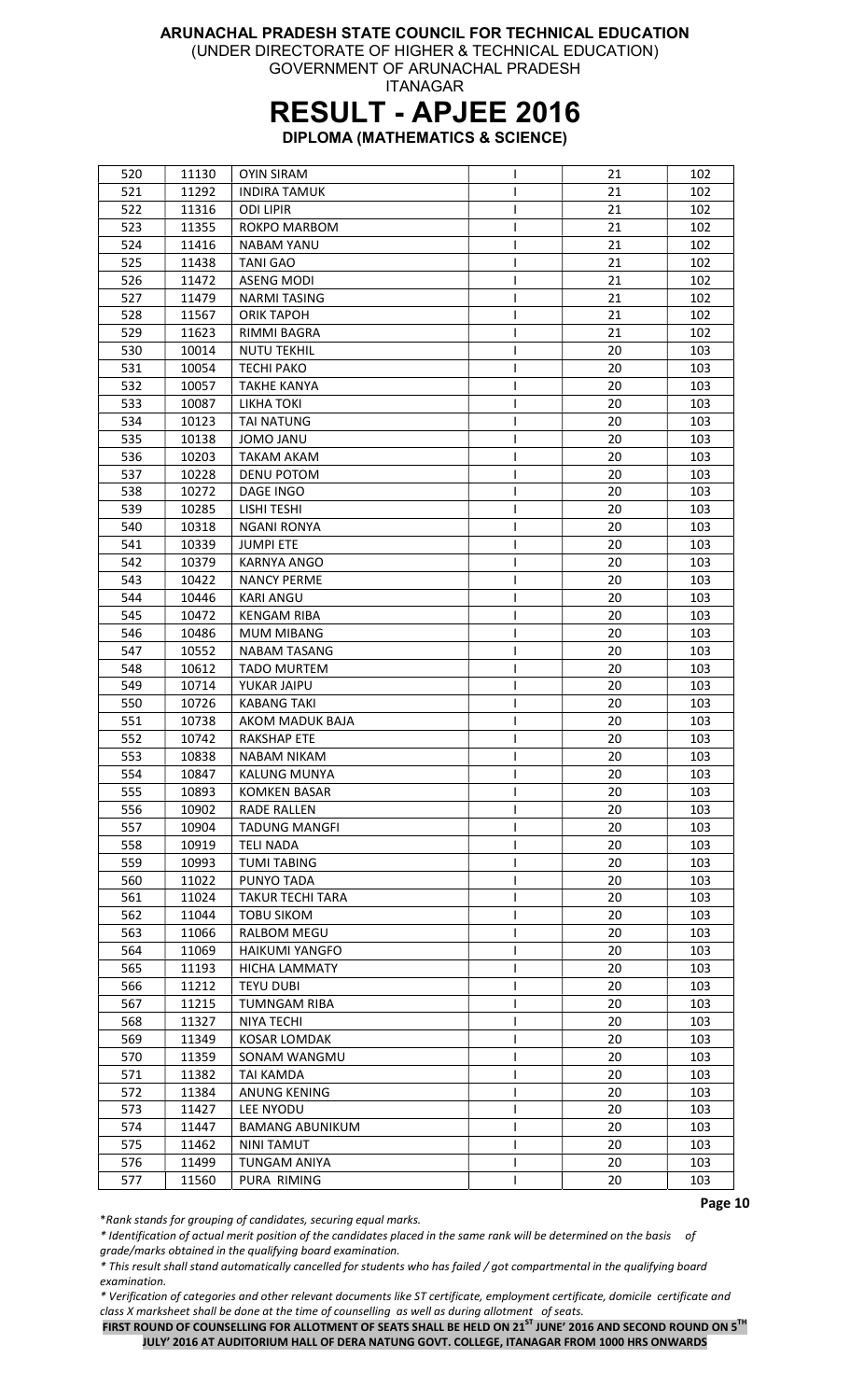**ARUNACHAL PRADESH STATE COUNCIL FOR TECHNICAL EDUCATION**
(UNDER DIRECTORATE OF HIGHER & TECHNICAL EDUCATION)
GOVERNMENT OF ARUNACHAL PRADESH
ITANAGAR

# RESULT - APJEE 2016

**DIPLOMA (MATHEMATICS & SCIENCE)**

| | | | | | |
|---|---|---|---|---|---|
| 520 | 11130 | OYIN SIRAM | I | 21 | 102 |
| 521 | 11292 | INDIRA TAMUK | I | 21 | 102 |
| 522 | 11316 | ODI LIPIR | I | 21 | 102 |
| 523 | 11355 | ROKPO MARBOM | I | 21 | 102 |
| 524 | 11416 | NABAM YANU | I | 21 | 102 |
| 525 | 11438 | TANI GAO | I | 21 | 102 |
| 526 | 11472 | ASENG MODI | I | 21 | 102 |
| 527 | 11479 | NARMI TASING | I | 21 | 102 |
| 528 | 11567 | ORIK TAPOH | I | 21 | 102 |
| 529 | 11623 | RIMMI BAGRA | I | 21 | 102 |
| 530 | 10014 | NUTU TEKHIL | I | 20 | 103 |
| 531 | 10054 | TECHI PAKO | I | 20 | 103 |
| 532 | 10057 | TAKHE KANYA | I | 20 | 103 |
| 533 | 10087 | LIKHA TOKI | I | 20 | 103 |
| 534 | 10123 | TAI NATUNG | I | 20 | 103 |
| 535 | 10138 | JOMO JANU | I | 20 | 103 |
| 536 | 10203 | TAKAM AKAM | I | 20 | 103 |
| 537 | 10228 | DENU POTOM | I | 20 | 103 |
| 538 | 10272 | DAGE INGO | I | 20 | 103 |
| 539 | 10285 | LISHI TESHI | I | 20 | 103 |
| 540 | 10318 | NGANI RONYA | I | 20 | 103 |
| 541 | 10339 | JUMPI ETE | I | 20 | 103 |
| 542 | 10379 | KARNYA ANGO | I | 20 | 103 |
| 543 | 10422 | NANCY PERME | I | 20 | 103 |
| 544 | 10446 | KARI ANGU | I | 20 | 103 |
| 545 | 10472 | KENGAM RIBA | I | 20 | 103 |
| 546 | 10486 | MUM MIBANG | I | 20 | 103 |
| 547 | 10552 | NABAM TASANG | I | 20 | 103 |
| 548 | 10612 | TADO MURTEM | I | 20 | 103 |
| 549 | 10714 | YUKAR JAIPU | I | 20 | 103 |
| 550 | 10726 | KABANG TAKI | I | 20 | 103 |
| 551 | 10738 | AKOM MADUK BAJA | I | 20 | 103 |
| 552 | 10742 | RAKSHAP ETE | I | 20 | 103 |
| 553 | 10838 | NABAM NIKAM | I | 20 | 103 |
| 554 | 10847 | KALUNG MUNYA | I | 20 | 103 |
| 555 | 10893 | KOMKEN BASAR | I | 20 | 103 |
| 556 | 10902 | RADE RALLEN | I | 20 | 103 |
| 557 | 10904 | TADUNG MANGFI | I | 20 | 103 |
| 558 | 10919 | TELI NADA | I | 20 | 103 |
| 559 | 10993 | TUMI TABING | I | 20 | 103 |
| 560 | 11022 | PUNYO TADA | I | 20 | 103 |
| 561 | 11024 | TAKUR TECHI TARA | I | 20 | 103 |
| 562 | 11044 | TOBU SIKOM | I | 20 | 103 |
| 563 | 11066 | RALBOM MEGU | I | 20 | 103 |
| 564 | 11069 | HAIKUMI YANGFO | I | 20 | 103 |
| 565 | 11193 | HICHA LAMMATY | I | 20 | 103 |
| 566 | 11212 | TEYU DUBI | I | 20 | 103 |
| 567 | 11215 | TUMNGAM RIBA | I | 20 | 103 |
| 568 | 11327 | NIYA TECHI | I | 20 | 103 |
| 569 | 11349 | KOSAR LOMDAK | I | 20 | 103 |
| 570 | 11359 | SONAM WANGMU | I | 20 | 103 |
| 571 | 11382 | TAI KAMDA | I | 20 | 103 |
| 572 | 11384 | ANUNG KENING | I | 20 | 103 |
| 573 | 11427 | LEE NYODU | I | 20 | 103 |
| 574 | 11447 | BAMANG ABUNIKUM | I | 20 | 103 |
| 575 | 11462 | NINI TAMUT | I | 20 | 103 |
| 576 | 11499 | TUNGAM ANIYA | I | 20 | 103 |
| 577 | 11560 | PURA RIMING | I | 20 | 103 |

*\*Rank stands for grouping of candidates, securing equal marks.*

*\* Identification of actual merit position of the candidates placed in the same rank will be determined on the basis of grade/marks obtained in the qualifying board examination.*

*\* This result shall stand automatically cancelled for students who has failed / got compartmental in the qualifying board examination.*

*\* Verification of categories and other relevant documents like ST certificate, employment certificate, domicile certificate and class X marksheet shall be done at the time of counselling as well as during allotment of seats.*

**FIRST ROUND OF COUNSELLING FOR ALLOTMENT OF SEATS SHALL BE HELD ON 21ST JUNE' 2016 AND SECOND ROUND ON 5TH JULY' 2016 AT AUDITORIUM HALL OF DERA NATUNG GOVT. COLLEGE, ITANAGAR FROM 1000 HRS ONWARDS**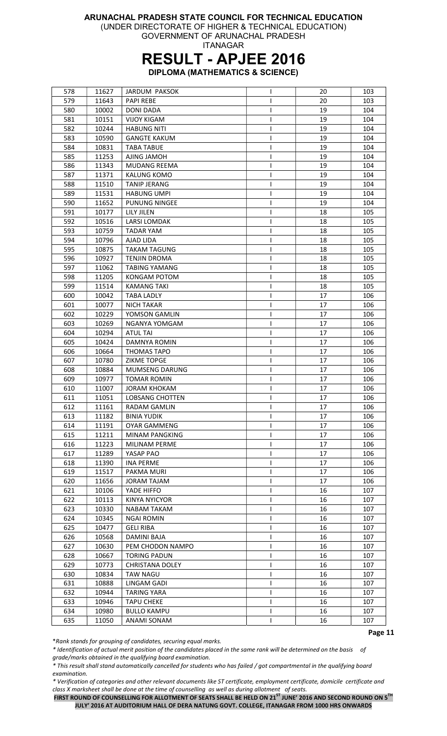**ARUNACHAL PRADESH STATE COUNCIL FOR TECHNICAL EDUCATION**
(UNDER DIRECTORATE OF HIGHER & TECHNICAL EDUCATION)
GOVERNMENT OF ARUNACHAL PRADESH
ITANAGAR

# RESULT - APJEE 2016

**DIPLOMA (MATHEMATICS & SCIENCE)**

| | | | | | |
|---|---|---|---|---|---|
| 578 | 11627 | JARDUM PAKSOK | I | 20 | 103 |
| 579 | 11643 | PAPI REBE | I | 20 | 103 |
| 580 | 10002 | DONI DADA | I | 19 | 104 |
| 581 | 10151 | VIJOY KIGAM | I | 19 | 104 |
| 582 | 10244 | HABUNG NITI | I | 19 | 104 |
| 583 | 10590 | GANGTE KAKUM | I | 19 | 104 |
| 584 | 10831 | TABA TABUE | I | 19 | 104 |
| 585 | 11253 | AJING JAMOH | I | 19 | 104 |
| 586 | 11343 | MUDANG REEMA | I | 19 | 104 |
| 587 | 11371 | KALUNG KOMO | I | 19 | 104 |
| 588 | 11510 | TANIP JERANG | I | 19 | 104 |
| 589 | 11531 | HABUNG UMPI | I | 19 | 104 |
| 590 | 11652 | PUNUNG NINGEE | I | 19 | 104 |
| 591 | 10177 | LILY JILEN | I | 18 | 105 |
| 592 | 10516 | LARSI LOMDAK | I | 18 | 105 |
| 593 | 10759 | TADAR YAM | I | 18 | 105 |
| 594 | 10796 | AJAD LIDA | I | 18 | 105 |
| 595 | 10875 | TAKAM TAGUNG | I | 18 | 105 |
| 596 | 10927 | TENJIN DROMA | I | 18 | 105 |
| 597 | 11062 | TABING YAMANG | I | 18 | 105 |
| 598 | 11205 | KONGAM POTOM | I | 18 | 105 |
| 599 | 11514 | KAMANG TAKI | I | 18 | 105 |
| 600 | 10042 | TABA LADLY | I | 17 | 106 |
| 601 | 10077 | NICH TAKAR | I | 17 | 106 |
| 602 | 10229 | YOMSON GAMLIN | I | 17 | 106 |
| 603 | 10269 | NGANYA YOMGAM | I | 17 | 106 |
| 604 | 10294 | ATUL TAI | I | 17 | 106 |
| 605 | 10424 | DAMNYA ROMIN | I | 17 | 106 |
| 606 | 10664 | THOMAS TAPO | I | 17 | 106 |
| 607 | 10780 | ZIKME TOPGE | I | 17 | 106 |
| 608 | 10884 | MUMSENG DARUNG | I | 17 | 106 |
| 609 | 10977 | TOMAR ROMIN | I | 17 | 106 |
| 610 | 11007 | JORAM KHOKAM | I | 17 | 106 |
| 611 | 11051 | LOBSANG CHOTTEN | I | 17 | 106 |
| 612 | 11161 | RADAM GAMLIN | I | 17 | 106 |
| 613 | 11182 | BINIA YUDIK | I | 17 | 106 |
| 614 | 11191 | OYAR GAMMENG | I | 17 | 106 |
| 615 | 11211 | MINAM PANGKING | I | 17 | 106 |
| 616 | 11223 | MILINAM PERME | I | 17 | 106 |
| 617 | 11289 | YASAP PAO | I | 17 | 106 |
| 618 | 11390 | INA PERME | I | 17 | 106 |
| 619 | 11517 | PAKMA MURI | I | 17 | 106 |
| 620 | 11656 | JORAM TAJAM | I | 17 | 106 |
| 621 | 10106 | YADE HIFFO | I | 16 | 107 |
| 622 | 10113 | KINYA NYICYOR | I | 16 | 107 |
| 623 | 10330 | NABAM TAKAM | I | 16 | 107 |
| 624 | 10345 | NGAI ROMIN | I | 16 | 107 |
| 625 | 10477 | GELI RIBA | I | 16 | 107 |
| 626 | 10568 | DAMINI BAJA | I | 16 | 107 |
| 627 | 10630 | PEM CHODON NAMPO | I | 16 | 107 |
| 628 | 10667 | TORING PADUN | I | 16 | 107 |
| 629 | 10773 | CHRISTANA DOLEY | I | 16 | 107 |
| 630 | 10834 | TAW NAGU | I | 16 | 107 |
| 631 | 10888 | LINGAM GADI | I | 16 | 107 |
| 632 | 10944 | TARING YARA | I | 16 | 107 |
| 633 | 10946 | TAPU CHEKE | I | 16 | 107 |
| 634 | 10980 | BULLO KAMPU | I | 16 | 107 |
| 635 | 11050 | ANAMI SONAM | I | 16 | 107 |

**Page 11**

*\*Rank stands for grouping of candidates, securing equal marks.*

*\* Identification of actual merit position of the candidates placed in the same rank will be determined on the basis of grade/marks obtained in the qualifying board examination.*

*\* This result shall stand automatically cancelled for students who has failed / got compartmental in the qualifying board examination.*

*\* Verification of categories and other relevant documents like ST certificate, employment certificate, domicile certificate and class X marksheet shall be done at the time of counselling as well as during allotment of seats.*

**FIRST ROUND OF COUNSELLING FOR ALLOTMENT OF SEATS SHALL BE HELD ON 21ST JUNE' 2016 AND SECOND ROUND ON 5TH JULY' 2016 AT AUDITORIUM HALL OF DERA NATUNG GOVT. COLLEGE, ITANAGAR FROM 1000 HRS ONWARDS**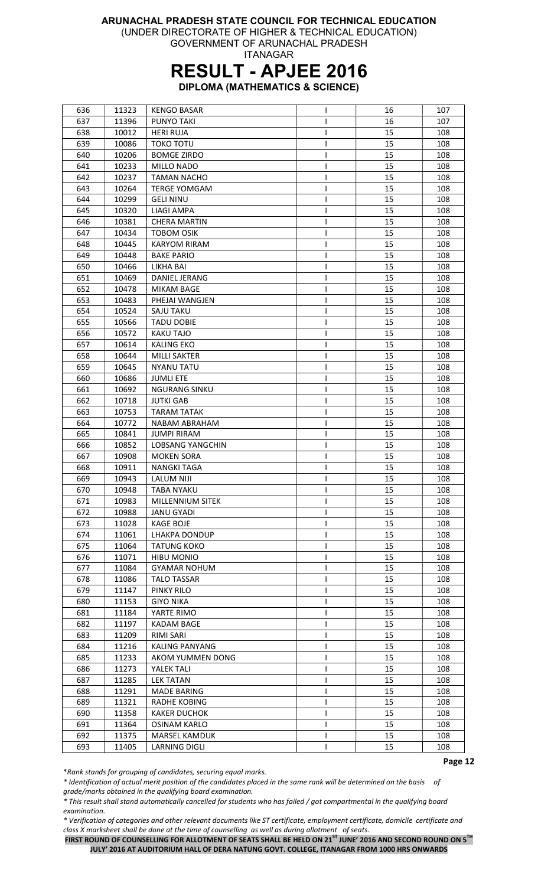**ARUNACHAL PRADESH STATE COUNCIL FOR TECHNICAL EDUCATION**
(UNDER DIRECTORATE OF HIGHER & TECHNICAL EDUCATION)
GOVERNMENT OF ARUNACHAL PRADESH
ITANAGAR

# RESULT - APJEE 2016

**DIPLOMA (MATHEMATICS & SCIENCE)**

| | | | | | |
|---|---|---|---|---|---|
| 636 | 11323 | KENGO BASAR | I | 16 | 107 |
| 637 | 11396 | PUNYO TAKI | I | 16 | 107 |
| 638 | 10012 | HERI RUJA | I | 15 | 108 |
| 639 | 10086 | TOKO TOTU | I | 15 | 108 |
| 640 | 10206 | BOMGE ZIRDO | I | 15 | 108 |
| 641 | 10233 | MILLO NADO | I | 15 | 108 |
| 642 | 10237 | TAMAN NACHO | I | 15 | 108 |
| 643 | 10264 | TERGE YOMGAM | I | 15 | 108 |
| 644 | 10299 | GELI NINU | I | 15 | 108 |
| 645 | 10320 | LIAGI AMPA | I | 15 | 108 |
| 646 | 10381 | CHERA MARTIN | I | 15 | 108 |
| 647 | 10434 | TOBOM OSIK | I | 15 | 108 |
| 648 | 10445 | KARYOM RIRAM | I | 15 | 108 |
| 649 | 10448 | BAKE PARIO | I | 15 | 108 |
| 650 | 10466 | LIKHA BAI | I | 15 | 108 |
| 651 | 10469 | DANIEL JERANG | I | 15 | 108 |
| 652 | 10478 | MIKAM BAGE | I | 15 | 108 |
| 653 | 10483 | PHEJAI WANGJEN | I | 15 | 108 |
| 654 | 10524 | SAJU TAKU | I | 15 | 108 |
| 655 | 10566 | TADU DOBIE | I | 15 | 108 |
| 656 | 10572 | KAKU TAJO | I | 15 | 108 |
| 657 | 10614 | KALING EKO | I | 15 | 108 |
| 658 | 10644 | MILLI SAKTER | I | 15 | 108 |
| 659 | 10645 | NYANU TATU | I | 15 | 108 |
| 660 | 10686 | JUMLI ETE | I | 15 | 108 |
| 661 | 10692 | NGURANG SINKU | I | 15 | 108 |
| 662 | 10718 | JUTKI GAB | I | 15 | 108 |
| 663 | 10753 | TARAM TATAK | I | 15 | 108 |
| 664 | 10772 | NABAM ABRAHAM | I | 15 | 108 |
| 665 | 10841 | JUMPI RIRAM | I | 15 | 108 |
| 666 | 10852 | LOBSANG YANGCHIN | I | 15 | 108 |
| 667 | 10908 | MOKEN SORA | I | 15 | 108 |
| 668 | 10911 | NANGKI TAGA | I | 15 | 108 |
| 669 | 10943 | LALUM NIJI | I | 15 | 108 |
| 670 | 10948 | TABA NYAKU | I | 15 | 108 |
| 671 | 10983 | MILLENNIUM SITEK | I | 15 | 108 |
| 672 | 10988 | JANU GYADI | I | 15 | 108 |
| 673 | 11028 | KAGE BOJE | I | 15 | 108 |
| 674 | 11061 | LHAKPA DONDUP | I | 15 | 108 |
| 675 | 11064 | TATUNG KOKO | I | 15 | 108 |
| 676 | 11071 | HIBU MONIO | I | 15 | 108 |
| 677 | 11084 | GYAMAR NOHUM | I | 15 | 108 |
| 678 | 11086 | TALO TASSAR | I | 15 | 108 |
| 679 | 11147 | PINKY RILO | I | 15 | 108 |
| 680 | 11153 | GIYO NIKA | I | 15 | 108 |
| 681 | 11184 | YARTE RIMO | I | 15 | 108 |
| 682 | 11197 | KADAM BAGE | I | 15 | 108 |
| 683 | 11209 | RIMI SARI | I | 15 | 108 |
| 684 | 11216 | KALING PANYANG | I | 15 | 108 |
| 685 | 11233 | AKOM YUMMEN DONG | I | 15 | 108 |
| 686 | 11273 | YALEK TALI | I | 15 | 108 |
| 687 | 11285 | LEK TATAN | I | 15 | 108 |
| 688 | 11291 | MADE BARING | I | 15 | 108 |
| 689 | 11321 | RADHE KOBING | I | 15 | 108 |
| 690 | 11358 | KAKER DUCHOK | I | 15 | 108 |
| 691 | 11364 | OSINAM KARLO | I | 15 | 108 |
| 692 | 11375 | MARSEL KAMDUK | I | 15 | 108 |
| 693 | 11405 | LARNING DIGLI | I | 15 | 108 |

*Rank stands for grouping of candidates, securing equal marks.*

*\* Identification of actual merit position of the candidates placed in the same rank will be determined on the basis of grade/marks obtained in the qualifying board examination.*

*\* This result shall stand automatically cancelled for students who has failed / got compartmental in the qualifying board examination.*

*\* Verification of categories and other relevant documents like ST certificate, employment certificate, domicile certificate and class X marksheet shall be done at the time of counselling as well as during allotment of seats.*

**FIRST ROUND OF COUNSELLING FOR ALLOTMENT OF SEATS SHALL BE HELD ON 21[ST] JUNE' 2016 AND SECOND ROUND ON 5[TH] JULY' 2016 AT AUDITORIUM HALL OF DERA NATUNG GOVT. COLLEGE, ITANAGAR FROM 1000 HRS ONWARDS**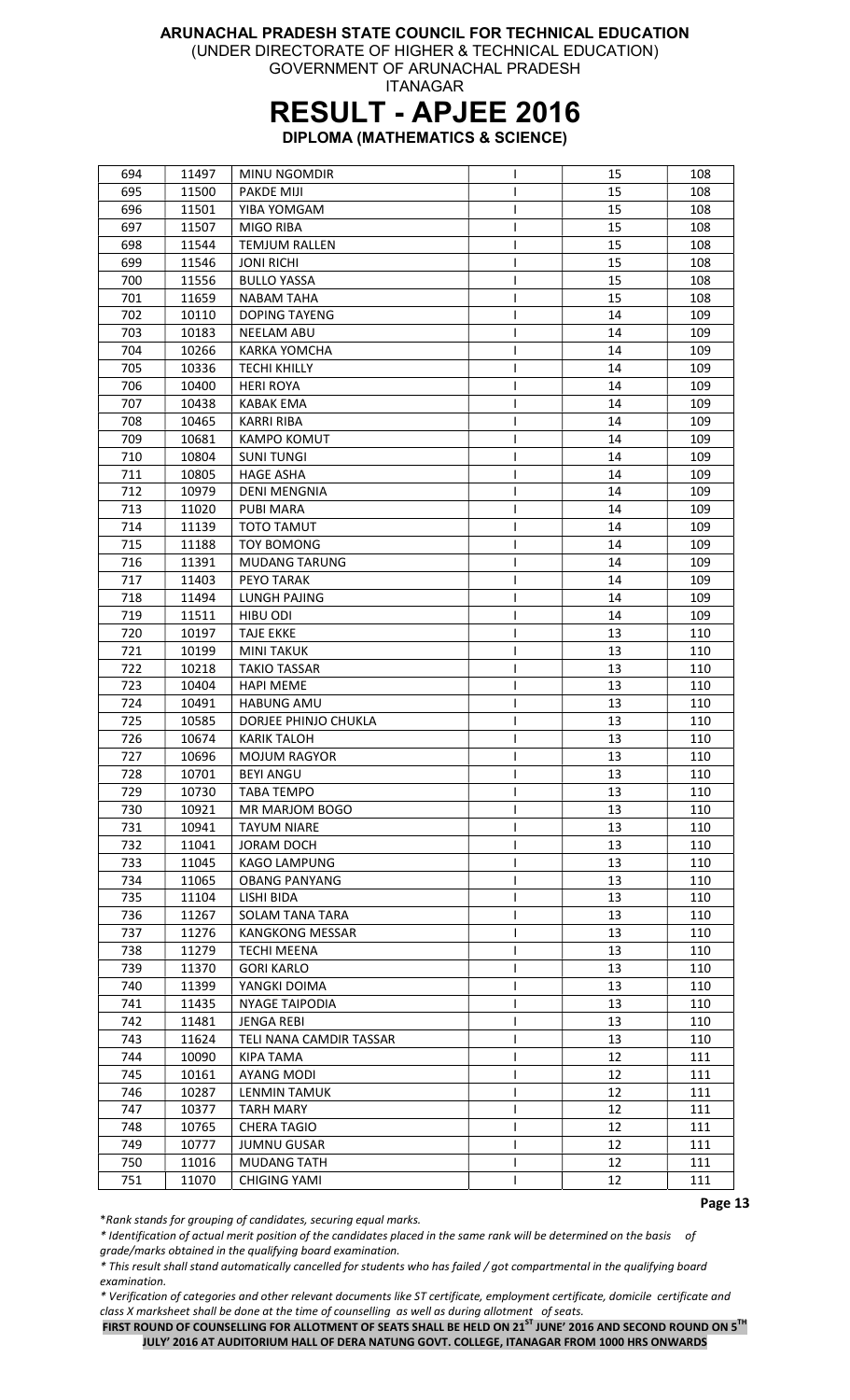**ARUNACHAL PRADESH STATE COUNCIL FOR TECHNICAL EDUCATION**
(UNDER DIRECTORATE OF HIGHER & TECHNICAL EDUCATION)
GOVERNMENT OF ARUNACHAL PRADESH
ITANAGAR

# RESULT - APJEE 2016

**DIPLOMA (MATHEMATICS & SCIENCE)**

| | | | | | |
|---|---|---|---|---|---|
| 694 | 11497 | MINU NGOMDIR | I | 15 | 108 |
| 695 | 11500 | PAKDE MIJI | I | 15 | 108 |
| 696 | 11501 | YIBA YOMGAM | I | 15 | 108 |
| 697 | 11507 | MIGO RIBA | I | 15 | 108 |
| 698 | 11544 | TEMJUM RALLEN | I | 15 | 108 |
| 699 | 11546 | JONI RICHI | I | 15 | 108 |
| 700 | 11556 | BULLO YASSA | I | 15 | 108 |
| 701 | 11659 | NABAM TAHA | I | 15 | 108 |
| 702 | 10110 | DOPING TAYENG | I | 14 | 109 |
| 703 | 10183 | NEELAM ABU | I | 14 | 109 |
| 704 | 10266 | KARKA YOMCHA | I | 14 | 109 |
| 705 | 10336 | TECHI KHILLY | I | 14 | 109 |
| 706 | 10400 | HERI ROYA | I | 14 | 109 |
| 707 | 10438 | KABAK EMA | I | 14 | 109 |
| 708 | 10465 | KARRI RIBA | I | 14 | 109 |
| 709 | 10681 | KAMPO KOMUT | I | 14 | 109 |
| 710 | 10804 | SUNI TUNGI | I | 14 | 109 |
| 711 | 10805 | HAGE ASHA | I | 14 | 109 |
| 712 | 10979 | DENI MENGNIA | I | 14 | 109 |
| 713 | 11020 | PUBI MARA | I | 14 | 109 |
| 714 | 11139 | TOTO TAMUT | I | 14 | 109 |
| 715 | 11188 | TOY BOMONG | I | 14 | 109 |
| 716 | 11391 | MUDANG TARUNG | I | 14 | 109 |
| 717 | 11403 | PEYO TARAK | I | 14 | 109 |
| 718 | 11494 | LUNGH PAJING | I | 14 | 109 |
| 719 | 11511 | HIBU ODI | I | 14 | 109 |
| 720 | 10197 | TAJE EKKE | I | 13 | 110 |
| 721 | 10199 | MINI TAKUK | I | 13 | 110 |
| 722 | 10218 | TAKIO TASSAR | I | 13 | 110 |
| 723 | 10404 | HAPI MEME | I | 13 | 110 |
| 724 | 10491 | HABUNG AMU | I | 13 | 110 |
| 725 | 10585 | DORJEE PHINJO CHUKLA | I | 13 | 110 |
| 726 | 10674 | KARIK TALOH | I | 13 | 110 |
| 727 | 10696 | MOJUM RAGYOR | I | 13 | 110 |
| 728 | 10701 | BEYI ANGU | I | 13 | 110 |
| 729 | 10730 | TABA TEMPO | I | 13 | 110 |
| 730 | 10921 | MR MARJOM BOGO | I | 13 | 110 |
| 731 | 10941 | TAYUM NIARE | I | 13 | 110 |
| 732 | 11041 | JORAM DOCH | I | 13 | 110 |
| 733 | 11045 | KAGO LAMPUNG | I | 13 | 110 |
| 734 | 11065 | OBANG PANYANG | I | 13 | 110 |
| 735 | 11104 | LISHI BIDA | I | 13 | 110 |
| 736 | 11267 | SOLAM TANA TARA | I | 13 | 110 |
| 737 | 11276 | KANGKONG MESSAR | I | 13 | 110 |
| 738 | 11279 | TECHI MEENA | I | 13 | 110 |
| 739 | 11370 | GORI KARLO | I | 13 | 110 |
| 740 | 11399 | YANGKI DOIMA | I | 13 | 110 |
| 741 | 11435 | NYAGE TAIPODIA | I | 13 | 110 |
| 742 | 11481 | JENGA REBI | I | 13 | 110 |
| 743 | 11624 | TELI NANA CAMDIR TASSAR | I | 13 | 110 |
| 744 | 10090 | KIPA TAMA | I | 12 | 111 |
| 745 | 10161 | AYANG MODI | I | 12 | 111 |
| 746 | 10287 | LENMIN TAMUK | I | 12 | 111 |
| 747 | 10377 | TARH MARY | I | 12 | 111 |
| 748 | 10765 | CHERA TAGIO | I | 12 | 111 |
| 749 | 10777 | JUMNU GUSAR | I | 12 | 111 |
| 750 | 11016 | MUDANG TATH | I | 12 | 111 |
| 751 | 11070 | CHIGING YAMI | I | 12 | 111 |

*\*Rank stands for grouping of candidates, securing equal marks.*

*\* Identification of actual merit position of the candidates placed in the same rank will be determined on the basis of grade/marks obtained in the qualifying board examination.*

*\* This result shall stand automatically cancelled for students who has failed / got compartmental in the qualifying board examination.*

*\* Verification of categories and other relevant documents like ST certificate, employment certificate, domicile certificate and class X marksheet shall be done at the time of counselling as well as during allotment of seats.*

**FIRST ROUND OF COUNSELLING FOR ALLOTMENT OF SEATS SHALL BE HELD ON 21ST JUNE' 2016 AND SECOND ROUND ON 5TH JULY' 2016 AT AUDITORIUM HALL OF DERA NATUNG GOVT. COLLEGE, ITANAGAR FROM 1000 HRS ONWARDS**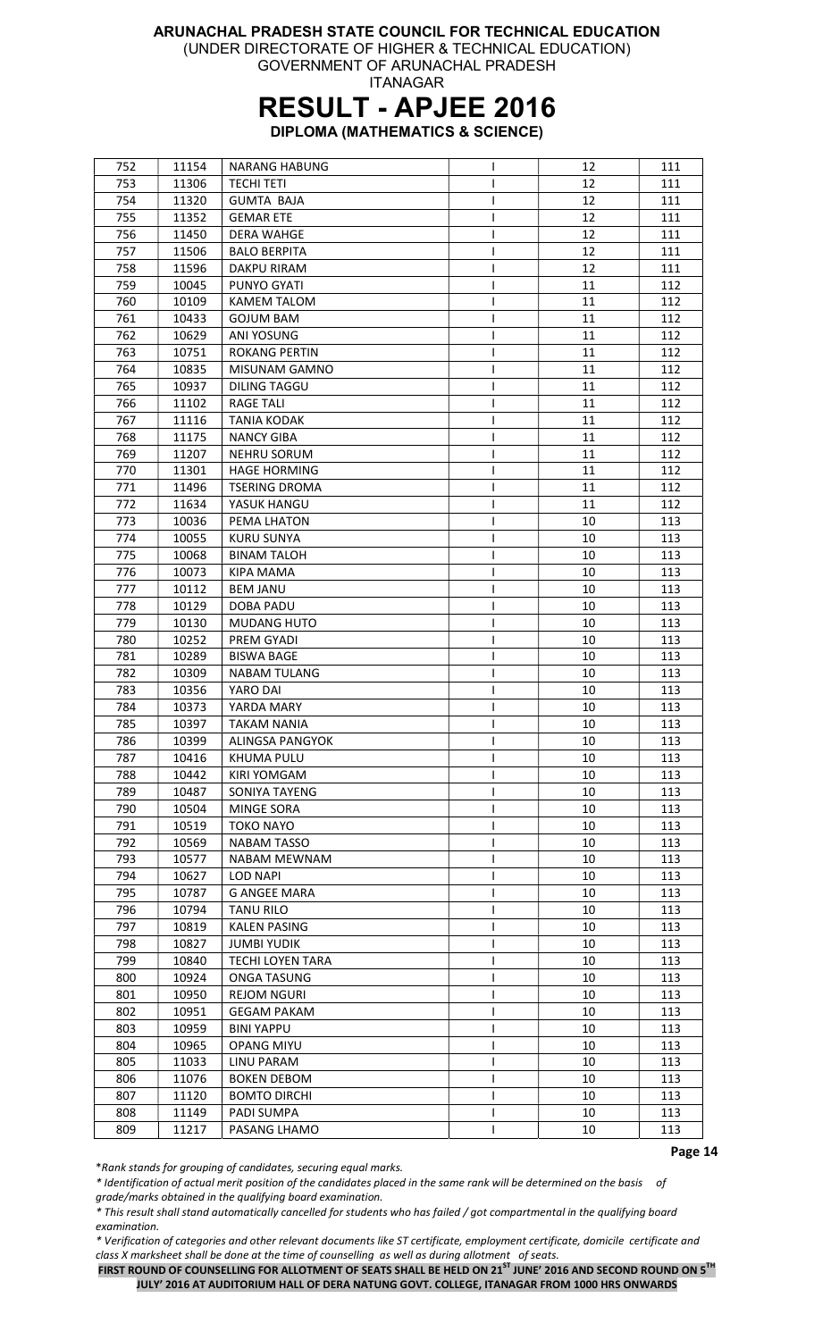# ARUNACHAL PRADESH STATE COUNCIL FOR TECHNICAL EDUCATION

(UNDER DIRECTORATE OF HIGHER & TECHNICAL EDUCATION)
GOVERNMENT OF ARUNACHAL PRADESH
ITANAGAR

## RESULT - APJEE 2016

**DIPLOMA (MATHEMATICS & SCIENCE)**

| | | | | | |
|---|---|---|---|---|---|
| 752 | 11154 | NARANG HABUNG | I | 12 | 111 |
| 753 | 11306 | TECHI TETI | I | 12 | 111 |
| 754 | 11320 | GUMTA BAJA | I | 12 | 111 |
| 755 | 11352 | GEMAR ETE | I | 12 | 111 |
| 756 | 11450 | DERA WAHGE | I | 12 | 111 |
| 757 | 11506 | BALO BERPITA | I | 12 | 111 |
| 758 | 11596 | DAKPU RIRAM | I | 12 | 111 |
| 759 | 10045 | PUNYO GYATI | I | 11 | 112 |
| 760 | 10109 | KAMEM TALOM | I | 11 | 112 |
| 761 | 10433 | GOJUM BAM | I | 11 | 112 |
| 762 | 10629 | ANI YOSUNG | I | 11 | 112 |
| 763 | 10751 | ROKANG PERTIN | I | 11 | 112 |
| 764 | 10835 | MISUNAM GAMNO | I | 11 | 112 |
| 765 | 10937 | DILING TAGGU | I | 11 | 112 |
| 766 | 11102 | RAGE TALI | I | 11 | 112 |
| 767 | 11116 | TANIA KODAK | I | 11 | 112 |
| 768 | 11175 | NANCY GIBA | I | 11 | 112 |
| 769 | 11207 | NEHRU SORUM | I | 11 | 112 |
| 770 | 11301 | HAGE HORMING | I | 11 | 112 |
| 771 | 11496 | TSERING DROMA | I | 11 | 112 |
| 772 | 11634 | YASUK HANGU | I | 11 | 112 |
| 773 | 10036 | PEMA LHATON | I | 10 | 113 |
| 774 | 10055 | KURU SUNYA | I | 10 | 113 |
| 775 | 10068 | BINAM TALOH | I | 10 | 113 |
| 776 | 10073 | KIPA MAMA | I | 10 | 113 |
| 777 | 10112 | BEM JANU | I | 10 | 113 |
| 778 | 10129 | DOBA PADU | I | 10 | 113 |
| 779 | 10130 | MUDANG HUTO | I | 10 | 113 |
| 780 | 10252 | PREM GYADI | I | 10 | 113 |
| 781 | 10289 | BISWA BAGE | I | 10 | 113 |
| 782 | 10309 | NABAM TULANG | I | 10 | 113 |
| 783 | 10356 | YARO DAI | I | 10 | 113 |
| 784 | 10373 | YARDA MARY | I | 10 | 113 |
| 785 | 10397 | TAKAM NANIA | I | 10 | 113 |
| 786 | 10399 | ALINGSA PANGYOK | I | 10 | 113 |
| 787 | 10416 | KHUMA PULU | I | 10 | 113 |
| 788 | 10442 | KIRI YOMGAM | I | 10 | 113 |
| 789 | 10487 | SONIYA TAYENG | I | 10 | 113 |
| 790 | 10504 | MINGE SORA | I | 10 | 113 |
| 791 | 10519 | TOKO NAYO | I | 10 | 113 |
| 792 | 10569 | NABAM TASSO | I | 10 | 113 |
| 793 | 10577 | NABAM MEWNAM | I | 10 | 113 |
| 794 | 10627 | LOD NAPI | I | 10 | 113 |
| 795 | 10787 | G ANGEE MARA | I | 10 | 113 |
| 796 | 10794 | TANU RILO | I | 10 | 113 |
| 797 | 10819 | KALEN PASING | I | 10 | 113 |
| 798 | 10827 | JUMBI YUDIK | I | 10 | 113 |
| 799 | 10840 | TECHI LOYEN TARA | I | 10 | 113 |
| 800 | 10924 | ONGA TASUNG | I | 10 | 113 |
| 801 | 10950 | REJOM NGURI | I | 10 | 113 |
| 802 | 10951 | GEGAM PAKAM | I | 10 | 113 |
| 803 | 10959 | BINI YAPPU | I | 10 | 113 |
| 804 | 10965 | OPANG MIYU | I | 10 | 113 |
| 805 | 11033 | LINU PARAM | I | 10 | 113 |
| 806 | 11076 | BOKEN DEBOM | I | 10 | 113 |
| 807 | 11120 | BOMTO DIRCHI | I | 10 | 113 |
| 808 | 11149 | PADI SUMPA | I | 10 | 113 |
| 809 | 11217 | PASANG LHAMO | I | 10 | 113 |

*\*Rank stands for grouping of candidates, securing equal marks.*

*\* Identification of actual merit position of the candidates placed in the same rank will be determined on the basis of grade/marks obtained in the qualifying board examination.*

*\* This result shall stand automatically cancelled for students who has failed / got compartmental in the qualifying board examination.*

*\* Verification of categories and other relevant documents like ST certificate, employment certificate, domicile certificate and class X marksheet shall be done at the time of counselling as well as during allotment of seats.*

**FIRST ROUND OF COUNSELLING FOR ALLOTMENT OF SEATS SHALL BE HELD ON 21ST JUNE' 2016 AND SECOND ROUND ON 5TH JULY' 2016 AT AUDITORIUM HALL OF DERA NATUNG GOVT. COLLEGE, ITANAGAR FROM 1000 HRS ONWARDS**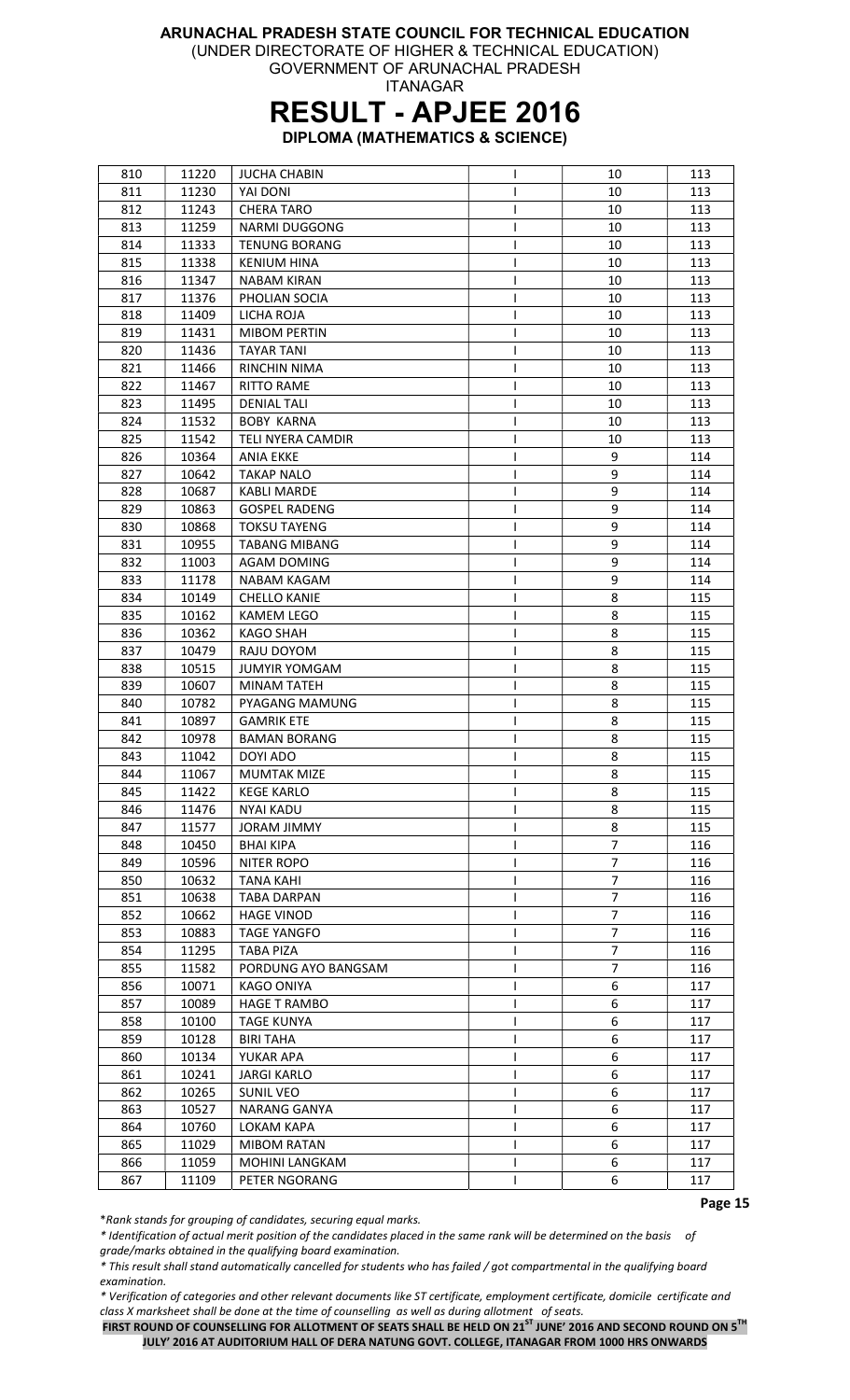**ARUNACHAL PRADESH STATE COUNCIL FOR TECHNICAL EDUCATION**
(UNDER DIRECTORATE OF HIGHER & TECHNICAL EDUCATION)
GOVERNMENT OF ARUNACHAL PRADESH
ITANAGAR

# RESULT - APJEE 2016

**DIPLOMA (MATHEMATICS & SCIENCE)**

| | | | | | |
|---|---|---|---|---|---|
| 810 | 11220 | JUCHA CHABIN | I | 10 | 113 |
| 811 | 11230 | YAI DONI | I | 10 | 113 |
| 812 | 11243 | CHERA TARO | I | 10 | 113 |
| 813 | 11259 | NARMI DUGGONG | I | 10 | 113 |
| 814 | 11333 | TENUNG BORANG | I | 10 | 113 |
| 815 | 11338 | KENIUM HINA | I | 10 | 113 |
| 816 | 11347 | NABAM KIRAN | I | 10 | 113 |
| 817 | 11376 | PHOLIAN SOCIA | I | 10 | 113 |
| 818 | 11409 | LICHA ROJA | I | 10 | 113 |
| 819 | 11431 | MIBOM PERTIN | I | 10 | 113 |
| 820 | 11436 | TAYAR TANI | I | 10 | 113 |
| 821 | 11466 | RINCHIN NIMA | I | 10 | 113 |
| 822 | 11467 | RITTO RAME | I | 10 | 113 |
| 823 | 11495 | DENIAL TALI | I | 10 | 113 |
| 824 | 11532 | BOBY KARNA | I | 10 | 113 |
| 825 | 11542 | TELI NYERA CAMDIR | I | 10 | 113 |
| 826 | 10364 | ANIA EKKE | I | 9 | 114 |
| 827 | 10642 | TAKAP NALO | I | 9 | 114 |
| 828 | 10687 | KABLI MARDE | I | 9 | 114 |
| 829 | 10863 | GOSPEL RADENG | I | 9 | 114 |
| 830 | 10868 | TOKSU TAYENG | I | 9 | 114 |
| 831 | 10955 | TABANG MIBANG | I | 9 | 114 |
| 832 | 11003 | AGAM DOMING | I | 9 | 114 |
| 833 | 11178 | NABAM KAGAM | I | 9 | 114 |
| 834 | 10149 | CHELLO KANIE | I | 8 | 115 |
| 835 | 10162 | KAMEM LEGO | I | 8 | 115 |
| 836 | 10362 | KAGO SHAH | I | 8 | 115 |
| 837 | 10479 | RAJU DOYOM | I | 8 | 115 |
| 838 | 10515 | JUMYIR YOMGAM | I | 8 | 115 |
| 839 | 10607 | MINAM TATEH | I | 8 | 115 |
| 840 | 10782 | PYAGANG MAMUNG | I | 8 | 115 |
| 841 | 10897 | GAMRIK ETE | I | 8 | 115 |
| 842 | 10978 | BAMAN BORANG | I | 8 | 115 |
| 843 | 11042 | DOYI ADO | I | 8 | 115 |
| 844 | 11067 | MUMTAK MIZE | I | 8 | 115 |
| 845 | 11422 | KEGE KARLO | I | 8 | 115 |
| 846 | 11476 | NYAI KADU | I | 8 | 115 |
| 847 | 11577 | JORAM JIMMY | I | 8 | 115 |
| 848 | 10450 | BHAI KIPA | I | 7 | 116 |
| 849 | 10596 | NITER ROPO | I | 7 | 116 |
| 850 | 10632 | TANA KAHI | I | 7 | 116 |
| 851 | 10638 | TABA DARPAN | I | 7 | 116 |
| 852 | 10662 | HAGE VINOD | I | 7 | 116 |
| 853 | 10883 | TAGE YANGFO | I | 7 | 116 |
| 854 | 11295 | TABA PIZA | I | 7 | 116 |
| 855 | 11582 | PORDUNG AYO BANGSAM | I | 7 | 116 |
| 856 | 10071 | KAGO ONIYA | I | 6 | 117 |
| 857 | 10089 | HAGE T RAMBO | I | 6 | 117 |
| 858 | 10100 | TAGE KUNYA | I | 6 | 117 |
| 859 | 10128 | BIRI TAHA | I | 6 | 117 |
| 860 | 10134 | YUKAR APA | I | 6 | 117 |
| 861 | 10241 | JARGI KARLO | I | 6 | 117 |
| 862 | 10265 | SUNIL VEO | I | 6 | 117 |
| 863 | 10527 | NARANG GANYA | I | 6 | 117 |
| 864 | 10760 | LOKAM KAPA | I | 6 | 117 |
| 865 | 11029 | MIBOM RATAN | I | 6 | 117 |
| 866 | 11059 | MOHINI LANGKAM | I | 6 | 117 |
| 867 | 11109 | PETER NGORANG | I | 6 | 117 |

*\*Rank stands for grouping of candidates, securing equal marks.*

*\* Identification of actual merit position of the candidates placed in the same rank will be determined on the basis of grade/marks obtained in the qualifying board examination.*

*\* This result shall stand automatically cancelled for students who has failed / got compartmental in the qualifying board examination.*

*\* Verification of categories and other relevant documents like ST certificate, employment certificate, domicile certificate and class X marksheet shall be done at the time of counselling as well as during allotment of seats.*

**FIRST ROUND OF COUNSELLING FOR ALLOTMENT OF SEATS SHALL BE HELD ON 21ST JUNE' 2016 AND SECOND ROUND ON 5TH JULY' 2016 AT AUDITORIUM HALL OF DERA NATUNG GOVT. COLLEGE, ITANAGAR FROM 1000 HRS ONWARDS**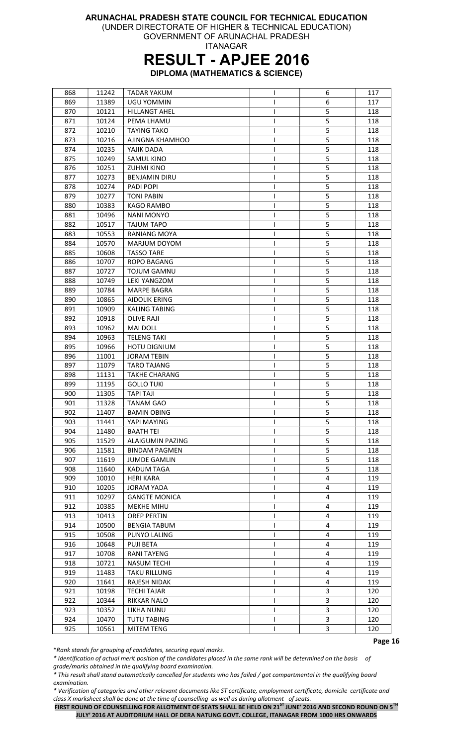# ARUNACHAL PRADESH STATE COUNCIL FOR TECHNICAL EDUCATION

(UNDER DIRECTORATE OF HIGHER & TECHNICAL EDUCATION)

GOVERNMENT OF ARUNACHAL PRADESH

ITANAGAR

## RESULT - APJEE 2016

### DIPLOMA (MATHEMATICS & SCIENCE)

| | | | | | |
|---|---|---|---|---|---|
| 868 | 11242 | TADAR YAKUM | I | 6 | 117 |
| 869 | 11389 | UGU YOMMIN | I | 6 | 117 |
| 870 | 10121 | HILLANGT AHEL | I | 5 | 118 |
| 871 | 10124 | PEMA LHAMU | I | 5 | 118 |
| 872 | 10210 | TAYING TAKO | I | 5 | 118 |
| 873 | 10216 | AJINGNA KHAMHOO | I | 5 | 118 |
| 874 | 10235 | YAJIK DADA | I | 5 | 118 |
| 875 | 10249 | SAMUL KINO | I | 5 | 118 |
| 876 | 10251 | ZUHMI KINO | I | 5 | 118 |
| 877 | 10273 | BENJAMIN DIRU | I | 5 | 118 |
| 878 | 10274 | PADI POPI | I | 5 | 118 |
| 879 | 10277 | TONI PABIN | I | 5 | 118 |
| 880 | 10383 | KAGO RAMBO | I | 5 | 118 |
| 881 | 10496 | NANI MONYO | I | 5 | 118 |
| 882 | 10517 | TAJUM TAPO | I | 5 | 118 |
| 883 | 10553 | RANIANG MOYA | I | 5 | 118 |
| 884 | 10570 | MARJUM DOYOM | I | 5 | 118 |
| 885 | 10608 | TASSO TARE | I | 5 | 118 |
| 886 | 10707 | ROPO BAGANG | I | 5 | 118 |
| 887 | 10727 | TOJUM GAMNU | I | 5 | 118 |
| 888 | 10749 | LEKI YANGZOM | I | 5 | 118 |
| 889 | 10784 | MARPE BAGRA | I | 5 | 118 |
| 890 | 10865 | AIDOLIK ERING | I | 5 | 118 |
| 891 | 10909 | KALING TABING | I | 5 | 118 |
| 892 | 10918 | OLIVE RAJI | I | 5 | 118 |
| 893 | 10962 | MAI DOLL | I | 5 | 118 |
| 894 | 10963 | TELENG TAKI | I | 5 | 118 |
| 895 | 10966 | HOTU DIGNIUM | I | 5 | 118 |
| 896 | 11001 | JORAM TEBIN | I | 5 | 118 |
| 897 | 11079 | TARO TAJANG | I | 5 | 118 |
| 898 | 11131 | TAKHE CHARANG | I | 5 | 118 |
| 899 | 11195 | GOLLO TUKI | I | 5 | 118 |
| 900 | 11305 | TAPI TAJI | I | 5 | 118 |
| 901 | 11328 | TANAM GAO | I | 5 | 118 |
| 902 | 11407 | BAMIN OBING | I | 5 | 118 |
| 903 | 11441 | YAPI MAYING | I | 5 | 118 |
| 904 | 11480 | BAATH TEI | I | 5 | 118 |
| 905 | 11529 | ALAIGUMIN PAZING | I | 5 | 118 |
| 906 | 11581 | BINDAM PAGMEN | I | 5 | 118 |
| 907 | 11619 | JUMDE GAMLIN | I | 5 | 118 |
| 908 | 11640 | KADUM TAGA | I | 5 | 118 |
| 909 | 10010 | HERI KARA | I | 4 | 119 |
| 910 | 10205 | JORAM YADA | I | 4 | 119 |
| 911 | 10297 | GANGTE MONICA | I | 4 | 119 |
| 912 | 10385 | MEKHE MIHU | I | 4 | 119 |
| 913 | 10413 | OREP PERTIN | I | 4 | 119 |
| 914 | 10500 | BENGIA TABUM | I | 4 | 119 |
| 915 | 10508 | PUNYO LALING | I | 4 | 119 |
| 916 | 10648 | PUJI BETA | I | 4 | 119 |
| 917 | 10708 | RANI TAYENG | I | 4 | 119 |
| 918 | 10721 | NASUM TECHI | I | 4 | 119 |
| 919 | 11483 | TAKU RILLUNG | I | 4 | 119 |
| 920 | 11641 | RAJESH NIDAK | I | 4 | 119 |
| 921 | 10198 | TECHI TAJAR | I | 3 | 120 |
| 922 | 10344 | RIKKAR NALO | I | 3 | 120 |
| 923 | 10352 | LIKHA NUNU | I | 3 | 120 |
| 924 | 10470 | TUTU TABING | I | 3 | 120 |
| 925 | 10561 | MITEM TENG | I | 3 | 120 |

*Rank stands for grouping of candidates, securing equal marks.*

*\* Identification of actual merit position of the candidates placed in the same rank will be determined on the basis of grade/marks obtained in the qualifying board examination.*

*\* This result shall stand automatically cancelled for students who has failed / got compartmental in the qualifying board examination.*

*\* Verification of categories and other relevant documents like ST certificate, employment certificate, domicile certificate and class X marksheet shall be done at the time of counselling as well as during allotment of seats.*

**FIRST ROUND OF COUNSELLING FOR ALLOTMENT OF SEATS SHALL BE HELD ON 21ST JUNE' 2016 AND SECOND ROUND ON 5TH JULY' 2016 AT AUDITORIUM HALL OF DERA NATUNG GOVT. COLLEGE, ITANAGAR FROM 1000 HRS ONWARDS**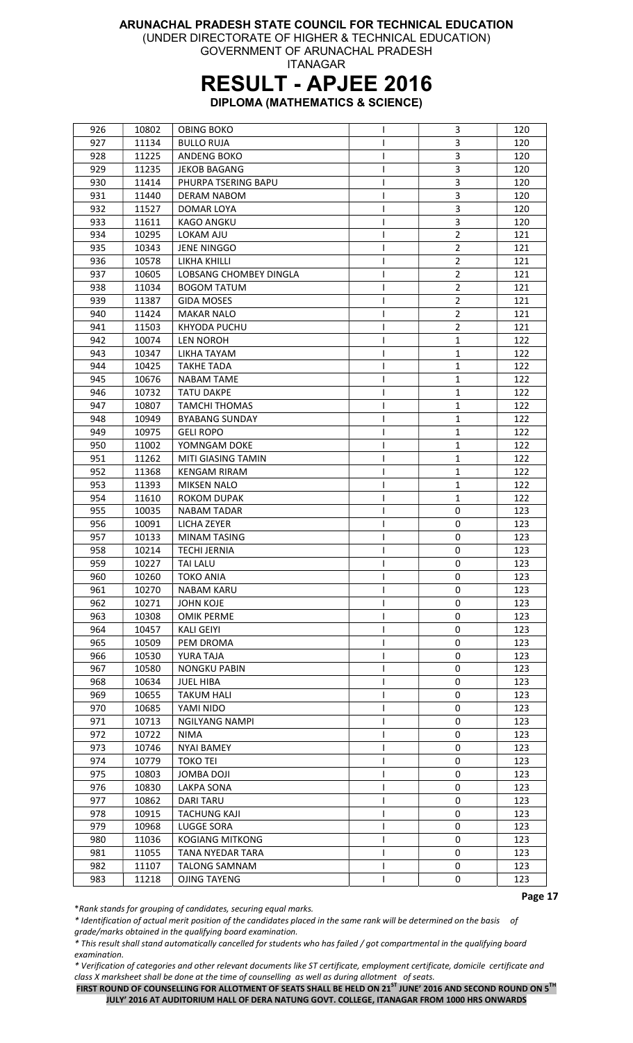**ARUNACHAL PRADESH STATE COUNCIL FOR TECHNICAL EDUCATION**
(UNDER DIRECTORATE OF HIGHER & TECHNICAL EDUCATION)
GOVERNMENT OF ARUNACHAL PRADESH
ITANAGAR

# RESULT - APJEE 2016

**DIPLOMA (MATHEMATICS & SCIENCE)**

| | | | | | |
|---|---|---|---|---|---|
| 926 | 10802 | OBING BOKO | I | 3 | 120 |
| 927 | 11134 | BULLO RUJA | I | 3 | 120 |
| 928 | 11225 | ANDENG BOKO | I | 3 | 120 |
| 929 | 11235 | JEKOB BAGANG | I | 3 | 120 |
| 930 | 11414 | PHURPA TSERING BAPU | I | 3 | 120 |
| 931 | 11440 | DERAM NABOM | I | 3 | 120 |
| 932 | 11527 | DOMAR LOYA | I | 3 | 120 |
| 933 | 11611 | KAGO ANGKU | I | 3 | 120 |
| 934 | 10295 | LOKAM AJU | I | 2 | 121 |
| 935 | 10343 | JENE NINGGO | I | 2 | 121 |
| 936 | 10578 | LIKHA KHILLI | I | 2 | 121 |
| 937 | 10605 | LOBSANG CHOMBEY DINGLA | I | 2 | 121 |
| 938 | 11034 | BOGOM TATUM | I | 2 | 121 |
| 939 | 11387 | GIDA MOSES | I | 2 | 121 |
| 940 | 11424 | MAKAR NALO | I | 2 | 121 |
| 941 | 11503 | KHYODA PUCHU | I | 2 | 121 |
| 942 | 10074 | LEN NOROH | I | 1 | 122 |
| 943 | 10347 | LIKHA TAYAM | I | 1 | 122 |
| 944 | 10425 | TAKHE TADA | I | 1 | 122 |
| 945 | 10676 | NABAM TAME | I | 1 | 122 |
| 946 | 10732 | TATU DAKPE | I | 1 | 122 |
| 947 | 10807 | TAMCHI THOMAS | I | 1 | 122 |
| 948 | 10949 | BYABANG SUNDAY | I | 1 | 122 |
| 949 | 10975 | GELI ROPO | I | 1 | 122 |
| 950 | 11002 | YOMNGAM DOKE | I | 1 | 122 |
| 951 | 11262 | MITI GIASING TAMIN | I | 1 | 122 |
| 952 | 11368 | KENGAM RIRAM | I | 1 | 122 |
| 953 | 11393 | MIKSEN NALO | I | 1 | 122 |
| 954 | 11610 | ROKOM DUPAK | I | 1 | 122 |
| 955 | 10035 | NABAM TADAR | I | 0 | 123 |
| 956 | 10091 | LICHA ZEYER | I | 0 | 123 |
| 957 | 10133 | MINAM TASING | I | 0 | 123 |
| 958 | 10214 | TECHI JERNIA | I | 0 | 123 |
| 959 | 10227 | TAI LALU | I | 0 | 123 |
| 960 | 10260 | TOKO ANIA | I | 0 | 123 |
| 961 | 10270 | NABAM KARU | I | 0 | 123 |
| 962 | 10271 | JOHN KOJE | I | 0 | 123 |
| 963 | 10308 | OMIK PERME | I | 0 | 123 |
| 964 | 10457 | KALI GEIYI | I | 0 | 123 |
| 965 | 10509 | PEM DROMA | I | 0 | 123 |
| 966 | 10530 | YURA TAJA | I | 0 | 123 |
| 967 | 10580 | NONGKU PABIN | I | 0 | 123 |
| 968 | 10634 | JUEL HIBA | I | 0 | 123 |
| 969 | 10655 | TAKUM HALI | I | 0 | 123 |
| 970 | 10685 | YAMI NIDO | I | 0 | 123 |
| 971 | 10713 | NGILYANG NAMPI | I | 0 | 123 |
| 972 | 10722 | NIMA | I | 0 | 123 |
| 973 | 10746 | NYAI BAMEY | I | 0 | 123 |
| 974 | 10779 | TOKO TEI | I | 0 | 123 |
| 975 | 10803 | JOMBA DOJI | I | 0 | 123 |
| 976 | 10830 | LAKPA SONA | I | 0 | 123 |
| 977 | 10862 | DARI TARU | I | 0 | 123 |
| 978 | 10915 | TACHUNG KAJI | I | 0 | 123 |
| 979 | 10968 | LUGGE SORA | I | 0 | 123 |
| 980 | 11036 | KOGIANG MITKONG | I | 0 | 123 |
| 981 | 11055 | TANA NYEDAR TARA | I | 0 | 123 |
| 982 | 11107 | TALONG SAMNAM | I | 0 | 123 |
| 983 | 11218 | OJING TAYENG | I | 0 | 123 |

*\*Rank stands for grouping of candidates, securing equal marks.*

*\* Identification of actual merit position of the candidates placed in the same rank will be determined on the basis of grade/marks obtained in the qualifying board examination.*

*\* This result shall stand automatically cancelled for students who has failed / got compartmental in the qualifying board examination.*

*\* Verification of categories and other relevant documents like ST certificate, employment certificate, domicile certificate and class X marksheet shall be done at the time of counselling as well as during allotment of seats.*

**FIRST ROUND OF COUNSELLING FOR ALLOTMENT OF SEATS SHALL BE HELD ON 21ST JUNE' 2016 AND SECOND ROUND ON 5TH JULY' 2016 AT AUDITORIUM HALL OF DERA NATUNG GOVT. COLLEGE, ITANAGAR FROM 1000 HRS ONWARDS**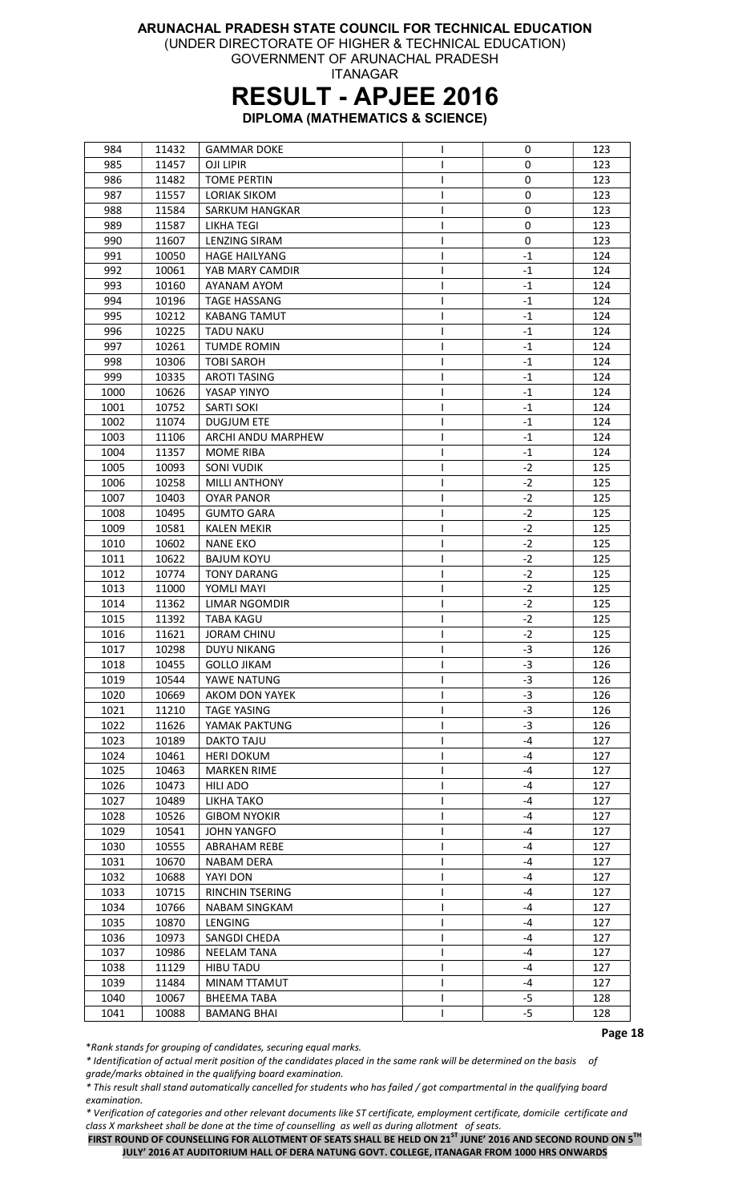**ARUNACHAL PRADESH STATE COUNCIL FOR TECHNICAL EDUCATION**
(UNDER DIRECTORATE OF HIGHER & TECHNICAL EDUCATION)
GOVERNMENT OF ARUNACHAL PRADESH
ITANAGAR

# RESULT - APJEE 2016

**DIPLOMA (MATHEMATICS & SCIENCE)**

| | | | | | |
|---|---|---|---|---|---|
| 984 | 11432 | GAMMAR DOKE | I | 0 | 123 |
| 985 | 11457 | OJI LIPIR | I | 0 | 123 |
| 986 | 11482 | TOME PERTIN | I | 0 | 123 |
| 987 | 11557 | LORIAK SIKOM | I | 0 | 123 |
| 988 | 11584 | SARKUM HANGKAR | I | 0 | 123 |
| 989 | 11587 | LIKHA TEGI | I | 0 | 123 |
| 990 | 11607 | LENZING SIRAM | I | 0 | 123 |
| 991 | 10050 | HAGE HAILYANG | I | -1 | 124 |
| 992 | 10061 | YAB MARY CAMDIR | I | -1 | 124 |
| 993 | 10160 | AYANAM AYOM | I | -1 | 124 |
| 994 | 10196 | TAGE HASSANG | I | -1 | 124 |
| 995 | 10212 | KABANG TAMUT | I | -1 | 124 |
| 996 | 10225 | TADU NAKU | I | -1 | 124 |
| 997 | 10261 | TUMDE ROMIN | I | -1 | 124 |
| 998 | 10306 | TOBI SAROH | I | -1 | 124 |
| 999 | 10335 | AROTI TASING | I | -1 | 124 |
| 1000 | 10626 | YASAP YINYO | I | -1 | 124 |
| 1001 | 10752 | SARTI SOKI | I | -1 | 124 |
| 1002 | 11074 | DUGJUM ETE | I | -1 | 124 |
| 1003 | 11106 | ARCHI ANDU MARPHEW | I | -1 | 124 |
| 1004 | 11357 | MOME RIBA | I | -1 | 124 |
| 1005 | 10093 | SONI VUDIK | I | -2 | 125 |
| 1006 | 10258 | MILLI ANTHONY | I | -2 | 125 |
| 1007 | 10403 | OYAR PANOR | I | -2 | 125 |
| 1008 | 10495 | GUMTO GARA | I | -2 | 125 |
| 1009 | 10581 | KALEN MEKIR | I | -2 | 125 |
| 1010 | 10602 | NANE EKO | I | -2 | 125 |
| 1011 | 10622 | BAJUM KOYU | I | -2 | 125 |
| 1012 | 10774 | TONY DARANG | I | -2 | 125 |
| 1013 | 11000 | YOMLI MAYI | I | -2 | 125 |
| 1014 | 11362 | LIMAR NGOMDIR | I | -2 | 125 |
| 1015 | 11392 | TABA KAGU | I | -2 | 125 |
| 1016 | 11621 | JORAM CHINU | I | -2 | 125 |
| 1017 | 10298 | DUYU NIKANG | I | -3 | 126 |
| 1018 | 10455 | GOLLO JIKAM | I | -3 | 126 |
| 1019 | 10544 | YAWE NATUNG | I | -3 | 126 |
| 1020 | 10669 | AKOM DON YAYEK | I | -3 | 126 |
| 1021 | 11210 | TAGE YASING | I | -3 | 126 |
| 1022 | 11626 | YAMAK PAKTUNG | I | -3 | 126 |
| 1023 | 10189 | DAKTO TAJU | I | -4 | 127 |
| 1024 | 10461 | HERI DOKUM | I | -4 | 127 |
| 1025 | 10463 | MARKEN RIME | I | -4 | 127 |
| 1026 | 10473 | HILI ADO | I | -4 | 127 |
| 1027 | 10489 | LIKHA TAKO | I | -4 | 127 |
| 1028 | 10526 | GIBOM NYOKIR | I | -4 | 127 |
| 1029 | 10541 | JOHN YANGFO | I | -4 | 127 |
| 1030 | 10555 | ABRAHAM REBE | I | -4 | 127 |
| 1031 | 10670 | NABAM DERA | I | -4 | 127 |
| 1032 | 10688 | YAYI DON | I | -4 | 127 |
| 1033 | 10715 | RINCHIN TSERING | I | -4 | 127 |
| 1034 | 10766 | NABAM SINGKAM | I | -4 | 127 |
| 1035 | 10870 | LENGING | I | -4 | 127 |
| 1036 | 10973 | SANGDI CHEDA | I | -4 | 127 |
| 1037 | 10986 | NEELAM TANA | I | -4 | 127 |
| 1038 | 11129 | HIBU TADU | I | -4 | 127 |
| 1039 | 11484 | MINAM TTAMUT | I | -4 | 127 |
| 1040 | 10067 | BHEEMA TABA | I | -5 | 128 |
| 1041 | 10088 | BAMANG BHAI | I | -5 | 128 |

*\*Rank stands for grouping of candidates, securing equal marks.*

*\* Identification of actual merit position of the candidates placed in the same rank will be determined on the basis of grade/marks obtained in the qualifying board examination.*

*\* This result shall stand automatically cancelled for students who has failed / got compartmental in the qualifying board examination.*

*\* Verification of categories and other relevant documents like ST certificate, employment certificate, domicile certificate and class X marksheet shall be done at the time of counselling as well as during allotment of seats.*

**FIRST ROUND OF COUNSELLING FOR ALLOTMENT OF SEATS SHALL BE HELD ON 21ST JUNE' 2016 AND SECOND ROUND ON 5TH JULY' 2016 AT AUDITORIUM HALL OF DERA NATUNG GOVT. COLLEGE, ITANAGAR FROM 1000 HRS ONWARDS**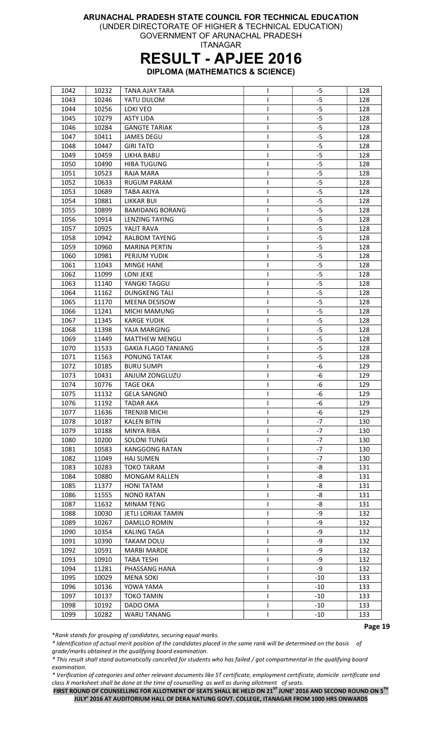**ARUNACHAL PRADESH STATE COUNCIL FOR TECHNICAL EDUCATION**
(UNDER DIRECTORATE OF HIGHER & TECHNICAL EDUCATION)
GOVERNMENT OF ARUNACHAL PRADESH
ITANAGAR

# RESULT - APJEE 2016

**DIPLOMA (MATHEMATICS & SCIENCE)**

| | | | | | |
|---|---|---|---|---|---|
| 1042 | 10232 | TANA AJAY TARA | I | -5 | 128 |
| 1043 | 10246 | YATU DULOM | I | -5 | 128 |
| 1044 | 10256 | LOKI VEO | I | -5 | 128 |
| 1045 | 10279 | ASTY LIDA | I | -5 | 128 |
| 1046 | 10284 | GANGTE TARIAK | I | -5 | 128 |
| 1047 | 10411 | JAMES DEGU | I | -5 | 128 |
| 1048 | 10447 | GIRI TATO | I | -5 | 128 |
| 1049 | 10459 | LIKHA BABU | I | -5 | 128 |
| 1050 | 10490 | HIBA TUGUNG | I | -5 | 128 |
| 1051 | 10523 | RAJA MARA | I | -5 | 128 |
| 1052 | 10633 | RUGUM PARAM | I | -5 | 128 |
| 1053 | 10689 | TABA AKIYA | I | -5 | 128 |
| 1054 | 10881 | LIKKAR BUI | I | -5 | 128 |
| 1055 | 10899 | BAMIDANG BORANG | I | -5 | 128 |
| 1056 | 10914 | LENZING TAYING | I | -5 | 128 |
| 1057 | 10925 | YALIT RAVA | I | -5 | 128 |
| 1058 | 10942 | RALBOM TAYENG | I | -5 | 128 |
| 1059 | 10960 | MARINA PERTIN | I | -5 | 128 |
| 1060 | 10981 | PERJUM YUDIK | I | -5 | 128 |
| 1061 | 11043 | MINGE HANE | I | -5 | 128 |
| 1062 | 11099 | LONI JEKE | I | -5 | 128 |
| 1063 | 11140 | YANGKI TAGGU | I | -5 | 128 |
| 1064 | 11162 | DUNGKENG TALI | I | -5 | 128 |
| 1065 | 11170 | MEENA DESISOW | I | -5 | 128 |
| 1066 | 11241 | MICHI MAMUNG | I | -5 | 128 |
| 1067 | 11345 | KARGE YUDIK | I | -5 | 128 |
| 1068 | 11398 | YAJA MARGING | I | -5 | 128 |
| 1069 | 11449 | MATTHEW MENGU | I | -5 | 128 |
| 1070 | 11533 | GAKIA FLAGO TANIANG | I | -5 | 128 |
| 1071 | 11563 | PONUNG TATAK | I | -5 | 128 |
| 1072 | 10185 | BURU SUMPI | I | -6 | 129 |
| 1073 | 10431 | ANJUM ZONGLUZU | I | -6 | 129 |
| 1074 | 10776 | TAGE OKA | I | -6 | 129 |
| 1075 | 11132 | GELA SANGNO | I | -6 | 129 |
| 1076 | 11192 | TADAR AKA | I | -6 | 129 |
| 1077 | 11636 | TRENJIB MICHI | I | -6 | 129 |
| 1078 | 10187 | KALEN BITIN | I | -7 | 130 |
| 1079 | 10188 | MINYA RIBA | I | -7 | 130 |
| 1080 | 10200 | SOLONI TUNGI | I | -7 | 130 |
| 1081 | 10583 | KANGGONG RATAN | I | -7 | 130 |
| 1082 | 11049 | HAJ SUMEN | I | -7 | 130 |
| 1083 | 10283 | TOKO TARAM | I | -8 | 131 |
| 1084 | 10880 | MONGAM RALLEN | I | -8 | 131 |
| 1085 | 11377 | HONI TATAM | I | -8 | 131 |
| 1086 | 11555 | NONO RATAN | I | -8 | 131 |
| 1087 | 11632 | MINAM TENG | I | -8 | 131 |
| 1088 | 10030 | JETLI LORIAK TAMIN | I | -9 | 132 |
| 1089 | 10267 | DAMLLO ROMIN | I | -9 | 132 |
| 1090 | 10354 | KALING TAGA | I | -9 | 132 |
| 1091 | 10390 | TAKAM DOLU | I | -9 | 132 |
| 1092 | 10591 | MARBI MARDE | I | -9 | 132 |
| 1093 | 10910 | TABA TESHI | I | -9 | 132 |
| 1094 | 11281 | PHASSANG HANA | I | -9 | 132 |
| 1095 | 10029 | MENA SOKI | I | -10 | 133 |
| 1096 | 10136 | YOWA YAMA | I | -10 | 133 |
| 1097 | 10137 | TOKO TAMIN | I | -10 | 133 |
| 1098 | 10192 | DADO OMA | I | -10 | 133 |
| 1099 | 10282 | WARU TANANG | I | -10 | 133 |

*\*Rank stands for grouping of candidates, securing equal marks.*

*\* Identification of actual merit position of the candidates placed in the same rank will be determined on the basis of grade/marks obtained in the qualifying board examination.*

*\* This result shall stand automatically cancelled for students who has failed / got compartmental in the qualifying board examination.*

*\* Verification of categories and other relevant documents like ST certificate, employment certificate, domicile certificate and class X marksheet shall be done at the time of counselling as well as during allotment of seats.*

**FIRST ROUND OF COUNSELLING FOR ALLOTMENT OF SEATS SHALL BE HELD ON 21ST JUNE' 2016 AND SECOND ROUND ON 5TH JULY' 2016 AT AUDITORIUM HALL OF DERA NATUNG GOVT. COLLEGE, ITANAGAR FROM 1000 HRS ONWARDS**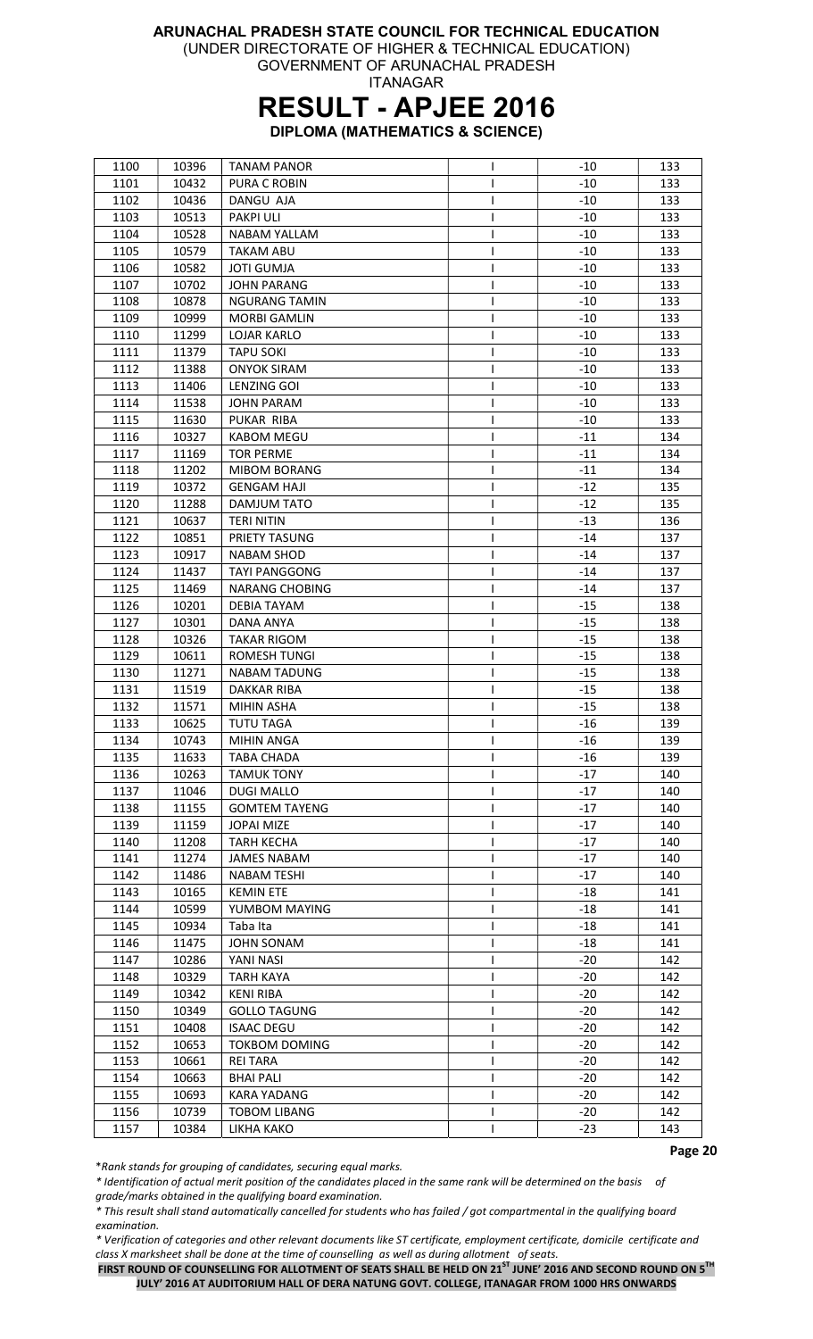**ARUNACHAL PRADESH STATE COUNCIL FOR TECHNICAL EDUCATION**
(UNDER DIRECTORATE OF HIGHER & TECHNICAL EDUCATION)
GOVERNMENT OF ARUNACHAL PRADESH
ITANAGAR

# RESULT - APJEE 2016

**DIPLOMA (MATHEMATICS & SCIENCE)**

| | | | | | |
|---|---|---|---|---|---|
| 1100 | 10396 | TANAM PANOR | I | -10 | 133 |
| 1101 | 10432 | PURA C ROBIN | I | -10 | 133 |
| 1102 | 10436 | DANGU AJA | I | -10 | 133 |
| 1103 | 10513 | PAKPI ULI | I | -10 | 133 |
| 1104 | 10528 | NABAM YALLAM | I | -10 | 133 |
| 1105 | 10579 | TAKAM ABU | I | -10 | 133 |
| 1106 | 10582 | JOTI GUMJA | I | -10 | 133 |
| 1107 | 10702 | JOHN PARANG | I | -10 | 133 |
| 1108 | 10878 | NGURANG TAMIN | I | -10 | 133 |
| 1109 | 10999 | MORBI GAMLIN | I | -10 | 133 |
| 1110 | 11299 | LOJAR KARLO | I | -10 | 133 |
| 1111 | 11379 | TAPU SOKI | I | -10 | 133 |
| 1112 | 11388 | ONYOK SIRAM | I | -10 | 133 |
| 1113 | 11406 | LENZING GOI | I | -10 | 133 |
| 1114 | 11538 | JOHN PARAM | I | -10 | 133 |
| 1115 | 11630 | PUKAR RIBA | I | -10 | 133 |
| 1116 | 10327 | KABOM MEGU | I | -11 | 134 |
| 1117 | 11169 | TOR PERME | I | -11 | 134 |
| 1118 | 11202 | MIBOM BORANG | I | -11 | 134 |
| 1119 | 10372 | GENGAM HAJI | I | -12 | 135 |
| 1120 | 11288 | DAMJUM TATO | I | -12 | 135 |
| 1121 | 10637 | TERI NITIN | I | -13 | 136 |
| 1122 | 10851 | PRIETY TASUNG | I | -14 | 137 |
| 1123 | 10917 | NABAM SHOD | I | -14 | 137 |
| 1124 | 11437 | TAYI PANGGONG | I | -14 | 137 |
| 1125 | 11469 | NARANG CHOBING | I | -14 | 137 |
| 1126 | 10201 | DEBIA TAYAM | I | -15 | 138 |
| 1127 | 10301 | DANA ANYA | I | -15 | 138 |
| 1128 | 10326 | TAKAR RIGOM | I | -15 | 138 |
| 1129 | 10611 | ROMESH TUNGI | I | -15 | 138 |
| 1130 | 11271 | NABAM TADUNG | I | -15 | 138 |
| 1131 | 11519 | DAKKAR RIBA | I | -15 | 138 |
| 1132 | 11571 | MIHIN ASHA | I | -15 | 138 |
| 1133 | 10625 | TUTU TAGA | I | -16 | 139 |
| 1134 | 10743 | MIHIN ANGA | I | -16 | 139 |
| 1135 | 11633 | TABA CHADA | I | -16 | 139 |
| 1136 | 10263 | TAMUK TONY | I | -17 | 140 |
| 1137 | 11046 | DUGI MALLO | I | -17 | 140 |
| 1138 | 11155 | GOMTEM TAYENG | I | -17 | 140 |
| 1139 | 11159 | JOPAI MIZE | I | -17 | 140 |
| 1140 | 11208 | TARH KECHA | I | -17 | 140 |
| 1141 | 11274 | JAMES NABAM | I | -17 | 140 |
| 1142 | 11486 | NABAM TESHI | I | -17 | 140 |
| 1143 | 10165 | KEMIN ETE | I | -18 | 141 |
| 1144 | 10599 | YUMBOM MAYING | I | -18 | 141 |
| 1145 | 10934 | Taba Ita | I | -18 | 141 |
| 1146 | 11475 | JOHN SONAM | I | -18 | 141 |
| 1147 | 10286 | YANI NASI | I | -20 | 142 |
| 1148 | 10329 | TARH KAYA | I | -20 | 142 |
| 1149 | 10342 | KENI RIBA | I | -20 | 142 |
| 1150 | 10349 | GOLLO TAGUNG | I | -20 | 142 |
| 1151 | 10408 | ISAAC DEGU | I | -20 | 142 |
| 1152 | 10653 | TOKBOM DOMING | I | -20 | 142 |
| 1153 | 10661 | REI TARA | I | -20 | 142 |
| 1154 | 10663 | BHAI PALI | I | -20 | 142 |
| 1155 | 10693 | KARA YADANG | I | -20 | 142 |
| 1156 | 10739 | TOBOM LIBANG | I | -20 | 142 |
| 1157 | 10384 | LIKHA KAKO | I | -23 | 143 |

*\*Rank stands for grouping of candidates, securing equal marks.*

*\* Identification of actual merit position of the candidates placed in the same rank will be determined on the basis of grade/marks obtained in the qualifying board examination.*

*\* This result shall stand automatically cancelled for students who has failed / got compartmental in the qualifying board examination.*

*\* Verification of categories and other relevant documents like ST certificate, employment certificate, domicile certificate and class X marksheet shall be done at the time of counselling as well as during allotment of seats.*

**FIRST ROUND OF COUNSELLING FOR ALLOTMENT OF SEATS SHALL BE HELD ON 21ST JUNE' 2016 AND SECOND ROUND ON 5TH JULY' 2016 AT AUDITORIUM HALL OF DERA NATUNG GOVT. COLLEGE, ITANAGAR FROM 1000 HRS ONWARDS**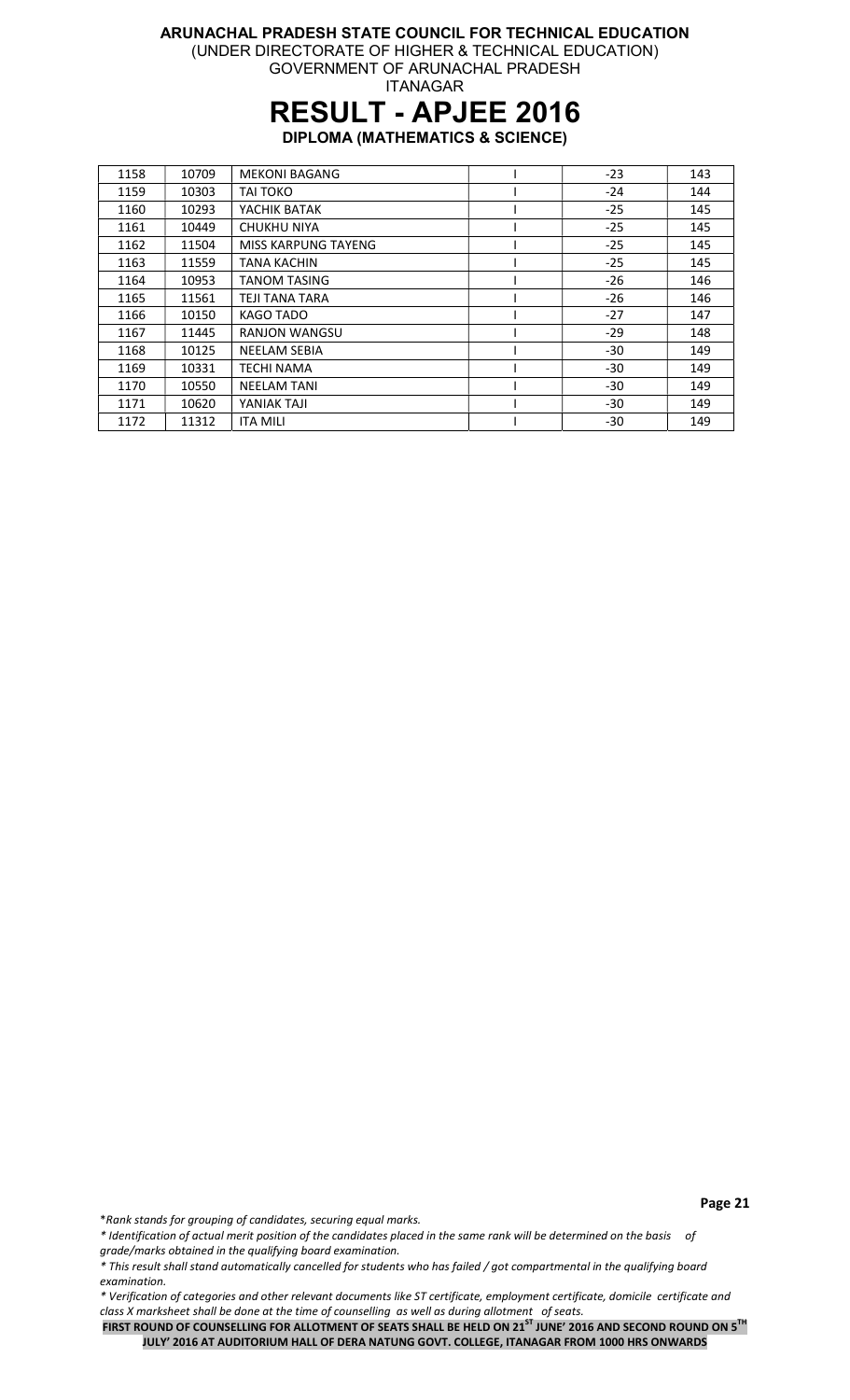**ARUNACHAL PRADESH STATE COUNCIL FOR TECHNICAL EDUCATION**
(UNDER DIRECTORATE OF HIGHER & TECHNICAL EDUCATION)
GOVERNMENT OF ARUNACHAL PRADESH
ITANAGAR

# RESULT - APJEE 2016

**DIPLOMA (MATHEMATICS & SCIENCE)**

| | | | | | |
|---|---|---|---|---|---|
| 1158 | 10709 | MEKONI BAGANG | I | -23 | 143 |
| 1159 | 10303 | TAI TOKO | I | -24 | 144 |
| 1160 | 10293 | YACHIK BATAK | I | -25 | 145 |
| 1161 | 10449 | CHUKHU NIYA | I | -25 | 145 |
| 1162 | 11504 | MISS KARPUNG TAYENG | I | -25 | 145 |
| 1163 | 11559 | TANA KACHIN | I | -25 | 145 |
| 1164 | 10953 | TANOM TASING | I | -26 | 146 |
| 1165 | 11561 | TEJI TANA TARA | I | -26 | 146 |
| 1166 | 10150 | KAGO TADO | I | -27 | 147 |
| 1167 | 11445 | RANJON WANGSU | I | -29 | 148 |
| 1168 | 10125 | NEELAM SEBIA | I | -30 | 149 |
| 1169 | 10331 | TECHI NAMA | I | -30 | 149 |
| 1170 | 10550 | NEELAM TANI | I | -30 | 149 |
| 1171 | 10620 | YANIAK TAJI | I | -30 | 149 |
| 1172 | 11312 | ITA MILI | I | -30 | 149 |

**Page 21**

*\*Rank stands for grouping of candidates, securing equal marks.*

*\* Identification of actual merit position of the candidates placed in the same rank will be determined on the basis of grade/marks obtained in the qualifying board examination.*

*\* This result shall stand automatically cancelled for students who has failed / got compartmental in the qualifying board examination.*

*\* Verification of categories and other relevant documents like ST certificate, employment certificate, domicile certificate and class X marksheet shall be done at the time of counselling as well as during allotment of seats.*

**FIRST ROUND OF COUNSELLING FOR ALLOTMENT OF SEATS SHALL BE HELD ON 21ST JUNE' 2016 AND SECOND ROUND ON 5TH JULY' 2016 AT AUDITORIUM HALL OF DERA NATUNG GOVT. COLLEGE, ITANAGAR FROM 1000 HRS ONWARDS**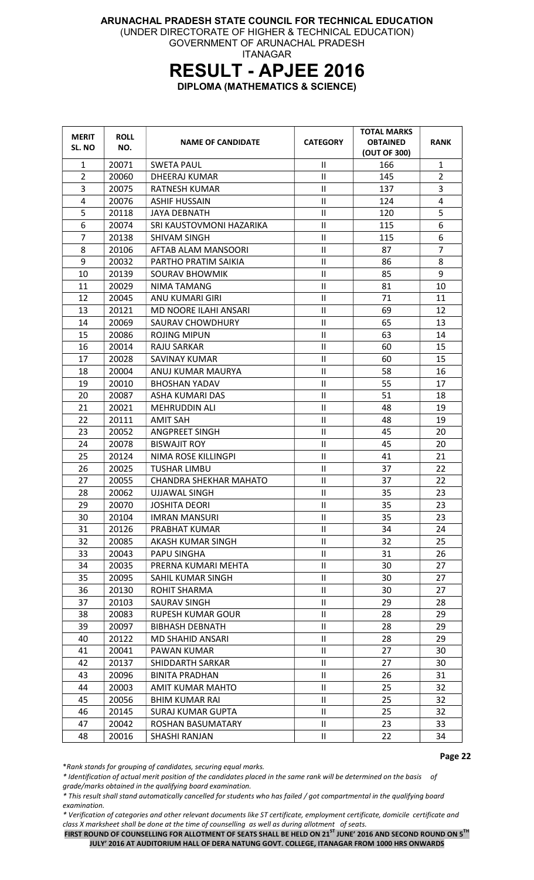**ARUNACHAL PRADESH STATE COUNCIL FOR TECHNICAL EDUCATION**
(UNDER DIRECTORATE OF HIGHER & TECHNICAL EDUCATION)
GOVERNMENT OF ARUNACHAL PRADESH
ITANAGAR

# RESULT - APJEE 2016

**DIPLOMA (MATHEMATICS & SCIENCE)**

| MERIT SL. NO | ROLL NO. | NAME OF CANDIDATE | CATEGORY | TOTAL MARKS OBTAINED (OUT OF 300) | RANK |
|---|---|---|---|---|---|
| 1 | 20071 | SWETA PAUL | II | 166 | 1 |
| 2 | 20060 | DHEERAJ KUMAR | II | 145 | 2 |
| 3 | 20075 | RATNESH KUMAR | II | 137 | 3 |
| 4 | 20076 | ASHIF HUSSAIN | II | 124 | 4 |
| 5 | 20118 | JAYA DEBNATH | II | 120 | 5 |
| 6 | 20074 | SRI KAUSTOVMONI HAZARIKA | II | 115 | 6 |
| 7 | 20138 | SHIVAM SINGH | II | 115 | 6 |
| 8 | 20106 | AFTAB ALAM MANSOORI | II | 87 | 7 |
| 9 | 20032 | PARTHO PRATIM SAIKIA | II | 86 | 8 |
| 10 | 20139 | SOURAV BHOWMIK | II | 85 | 9 |
| 11 | 20029 | NIMA TAMANG | II | 81 | 10 |
| 12 | 20045 | ANU KUMARI GIRI | II | 71 | 11 |
| 13 | 20121 | MD NOORE ILAHI ANSARI | II | 69 | 12 |
| 14 | 20069 | SAURAV CHOWDHURY | II | 65 | 13 |
| 15 | 20086 | ROJING MIPUN | II | 63 | 14 |
| 16 | 20014 | RAJU SARKAR | II | 60 | 15 |
| 17 | 20028 | SAVINAY KUMAR | II | 60 | 15 |
| 18 | 20004 | ANUJ KUMAR MAURYA | II | 58 | 16 |
| 19 | 20010 | BHOSHAN YADAV | II | 55 | 17 |
| 20 | 20087 | ASHA KUMARI DAS | II | 51 | 18 |
| 21 | 20021 | MEHRUDDIN ALI | II | 48 | 19 |
| 22 | 20111 | AMIT SAH | II | 48 | 19 |
| 23 | 20052 | ANGPREET SINGH | II | 45 | 20 |
| 24 | 20078 | BISWAJIT ROY | II | 45 | 20 |
| 25 | 20124 | NIMA ROSE KILLINGPI | II | 41 | 21 |
| 26 | 20025 | TUSHAR LIMBU | II | 37 | 22 |
| 27 | 20055 | CHANDRA SHEKHAR MAHATO | II | 37 | 22 |
| 28 | 20062 | UJJAWAL SINGH | II | 35 | 23 |
| 29 | 20070 | JOSHITA DEORI | II | 35 | 23 |
| 30 | 20104 | IMRAN MANSURI | II | 35 | 23 |
| 31 | 20126 | PRABHAT KUMAR | II | 34 | 24 |
| 32 | 20085 | AKASH KUMAR SINGH | II | 32 | 25 |
| 33 | 20043 | PAPU SINGHA | II | 31 | 26 |
| 34 | 20035 | PRERNA KUMARI MEHTA | II | 30 | 27 |
| 35 | 20095 | SAHIL KUMAR SINGH | II | 30 | 27 |
| 36 | 20130 | ROHIT SHARMA | II | 30 | 27 |
| 37 | 20103 | SAURAV SINGH | II | 29 | 28 |
| 38 | 20083 | RUPESH KUMAR GOUR | II | 28 | 29 |
| 39 | 20097 | BIBHASH DEBNATH | II | 28 | 29 |
| 40 | 20122 | MD SHAHID ANSARI | II | 28 | 29 |
| 41 | 20041 | PAWAN KUMAR | II | 27 | 30 |
| 42 | 20137 | SHIDDARTH SARKAR | II | 27 | 30 |
| 43 | 20096 | BINITA PRADHAN | II | 26 | 31 |
| 44 | 20003 | AMIT KUMAR MAHTO | II | 25 | 32 |
| 45 | 20056 | BHIM KUMAR RAI | II | 25 | 32 |
| 46 | 20145 | SURAJ KUMAR GUPTA | II | 25 | 32 |
| 47 | 20042 | ROSHAN BASUMATARY | II | 23 | 33 |
| 48 | 20016 | SHASHI RANJAN | II | 22 | 34 |

*\*Rank stands for grouping of candidates, securing equal marks.*

*\* Identification of actual merit position of the candidates placed in the same rank will be determined on the basis of grade/marks obtained in the qualifying board examination.*

*\* This result shall stand automatically cancelled for students who has failed / got compartmental in the qualifying board examination.*

*\* Verification of categories and other relevant documents like ST certificate, employment certificate, domicile certificate and class X marksheet shall be done at the time of counselling as well as during allotment of seats.*

**FIRST ROUND OF COUNSELLING FOR ALLOTMENT OF SEATS SHALL BE HELD ON 21ST JUNE' 2016 AND SECOND ROUND ON 5TH JULY' 2016 AT AUDITORIUM HALL OF DERA NATUNG GOVT. COLLEGE, ITANAGAR FROM 1000 HRS ONWARDS**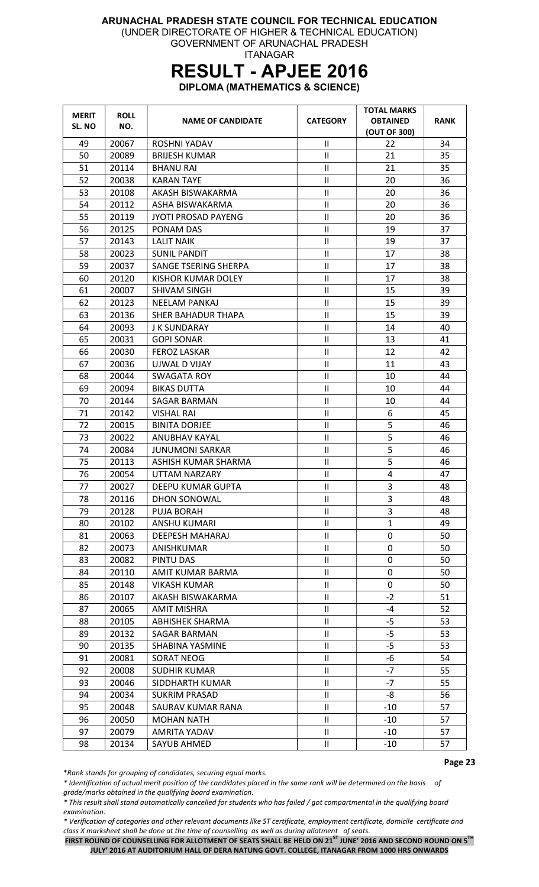**ARUNACHAL PRADESH STATE COUNCIL FOR TECHNICAL EDUCATION**
(UNDER DIRECTORATE OF HIGHER & TECHNICAL EDUCATION)
GOVERNMENT OF ARUNACHAL PRADESH
ITANAGAR

# RESULT - APJEE 2016

**DIPLOMA (MATHEMATICS & SCIENCE)**

| MERIT SL. NO | ROLL NO. | NAME OF CANDIDATE | CATEGORY | TOTAL MARKS OBTAINED (OUT OF 300) | RANK |
|---|---|---|---|---|---|
| 49 | 20067 | ROSHNI YADAV | II | 22 | 34 |
| 50 | 20089 | BRIJESH KUMAR | II | 21 | 35 |
| 51 | 20114 | BHANU RAI | II | 21 | 35 |
| 52 | 20038 | KARAN TAYE | II | 20 | 36 |
| 53 | 20108 | AKASH BISWAKARMA | II | 20 | 36 |
| 54 | 20112 | ASHA BISWAKARMA | II | 20 | 36 |
| 55 | 20119 | JYOTI PROSAD PAYENG | II | 20 | 36 |
| 56 | 20125 | PONAM DAS | II | 19 | 37 |
| 57 | 20143 | LALIT NAIK | II | 19 | 37 |
| 58 | 20023 | SUNIL PANDIT | II | 17 | 38 |
| 59 | 20037 | SANGE TSERING SHERPA | II | 17 | 38 |
| 60 | 20120 | KISHOR KUMAR DOLEY | II | 17 | 38 |
| 61 | 20007 | SHIVAM SINGH | II | 15 | 39 |
| 62 | 20123 | NEELAM PANKAJ | II | 15 | 39 |
| 63 | 20136 | SHER BAHADUR THAPA | II | 15 | 39 |
| 64 | 20093 | J K SUNDARAY | II | 14 | 40 |
| 65 | 20031 | GOPI SONAR | II | 13 | 41 |
| 66 | 20030 | FEROZ LASKAR | II | 12 | 42 |
| 67 | 20036 | UJWAL D VIJAY | II | 11 | 43 |
| 68 | 20044 | SWAGATA ROY | II | 10 | 44 |
| 69 | 20094 | BIKAS DUTTA | II | 10 | 44 |
| 70 | 20144 | SAGAR BARMAN | II | 10 | 44 |
| 71 | 20142 | VISHAL RAI | II | 6 | 45 |
| 72 | 20015 | BINITA DORJEE | II | 5 | 46 |
| 73 | 20022 | ANUBHAV KAYAL | II | 5 | 46 |
| 74 | 20084 | JUNUMONI SARKAR | II | 5 | 46 |
| 75 | 20113 | ASHISH KUMAR SHARMA | II | 5 | 46 |
| 76 | 20054 | UTTAM NARZARY | II | 4 | 47 |
| 77 | 20027 | DEEPU KUMAR GUPTA | II | 3 | 48 |
| 78 | 20116 | DHON SONOWAL | II | 3 | 48 |
| 79 | 20128 | PUJA BORAH | II | 3 | 48 |
| 80 | 20102 | ANSHU KUMARI | II | 1 | 49 |
| 81 | 20063 | DEEPESH MAHARAJ | II | 0 | 50 |
| 82 | 20073 | ANISHKUMAR | II | 0 | 50 |
| 83 | 20082 | PINTU DAS | II | 0 | 50 |
| 84 | 20110 | AMIT KUMAR BARMA | II | 0 | 50 |
| 85 | 20148 | VIKASH KUMAR | II | 0 | 50 |
| 86 | 20107 | AKASH BISWAKARMA | II | -2 | 51 |
| 87 | 20065 | AMIT MISHRA | II | -4 | 52 |
| 88 | 20105 | ABHISHEK SHARMA | II | -5 | 53 |
| 89 | 20132 | SAGAR BARMAN | II | -5 | 53 |
| 90 | 20135 | SHABINA YASMINE | II | -5 | 53 |
| 91 | 20081 | SORAT NEOG | II | -6 | 54 |
| 92 | 20008 | SUDHIR KUMAR | II | -7 | 55 |
| 93 | 20046 | SIDDHARTH KUMAR | II | -7 | 55 |
| 94 | 20034 | SUKRIM PRASAD | II | -8 | 56 |
| 95 | 20048 | SAURAV KUMAR RANA | II | -10 | 57 |
| 96 | 20050 | MOHAN NATH | II | -10 | 57 |
| 97 | 20079 | AMRITA YADAV | II | -10 | 57 |
| 98 | 20134 | SAYUB AHMED | II | -10 | 57 |

*\*Rank stands for grouping of candidates, securing equal marks.*

*\* Identification of actual merit position of the candidates placed in the same rank will be determined on the basis of grade/marks obtained in the qualifying board examination.*

*\* This result shall stand automatically cancelled for students who has failed / got compartmental in the qualifying board examination.*

*\* Verification of categories and other relevant documents like ST certificate, employment certificate, domicile certificate and class X marksheet shall be done at the time of counselling as well as during allotment of seats.*

**FIRST ROUND OF COUNSELLING FOR ALLOTMENT OF SEATS SHALL BE HELD ON 21[ST] JUNE' 2016 AND SECOND ROUND ON 5[TH] JULY' 2016 AT AUDITORIUM HALL OF DERA NATUNG GOVT. COLLEGE, ITANAGAR FROM 1000 HRS ONWARDS**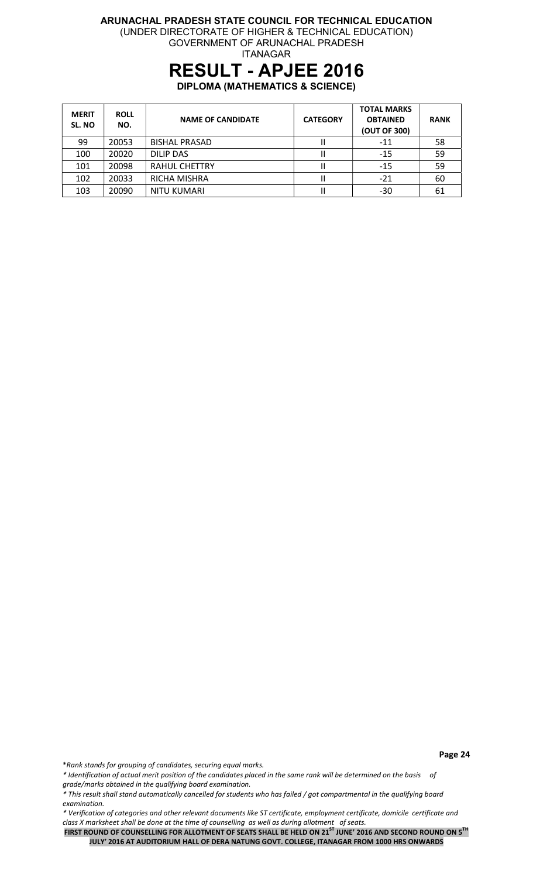**ARUNACHAL PRADESH STATE COUNCIL FOR TECHNICAL EDUCATION**

(UNDER DIRECTORATE OF HIGHER & TECHNICAL EDUCATION)

GOVERNMENT OF ARUNACHAL PRADESH

ITANAGAR

# RESULT - APJEE 2016

**DIPLOMA (MATHEMATICS & SCIENCE)**

| MERIT SL. NO | ROLL NO. | NAME OF CANDIDATE | CATEGORY | TOTAL MARKS OBTAINED (OUT OF 300) | RANK |
|---|---|---|---|---|---|
| 99 | 20053 | BISHAL PRASAD | II | -11 | 58 |
| 100 | 20020 | DILIP DAS | II | -15 | 59 |
| 101 | 20098 | RAHUL CHETTRY | II | -15 | 59 |
| 102 | 20033 | RICHA MISHRA | II | -21 | 60 |
| 103 | 20090 | NITU KUMARI | II | -30 | 61 |

*\*Rank stands for grouping of candidates, securing equal marks.*

*\* Identification of actual merit position of the candidates placed in the same rank will be determined on the basis of grade/marks obtained in the qualifying board examination.*

*\* This result shall stand automatically cancelled for students who has failed / got compartmental in the qualifying board examination.*

*\* Verification of categories and other relevant documents like ST certificate, employment certificate, domicile certificate and class X marksheet shall be done at the time of counselling as well as during allotment of seats.*

**FIRST ROUND OF COUNSELLING FOR ALLOTMENT OF SEATS SHALL BE HELD ON 21ST JUNE' 2016 AND SECOND ROUND ON 5TH JULY' 2016 AT AUDITORIUM HALL OF DERA NATUNG GOVT. COLLEGE, ITANAGAR FROM 1000 HRS ONWARDS**